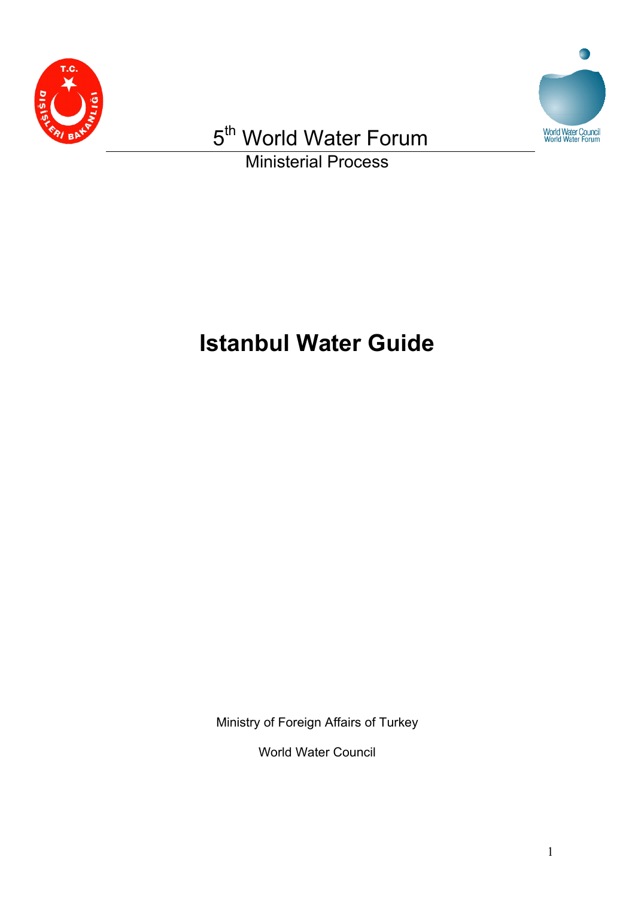5th World Water Forum

Ministerial Process

# Istanbul Water Guide

Ministry of Foreign Affairs of Turkey

World Water Council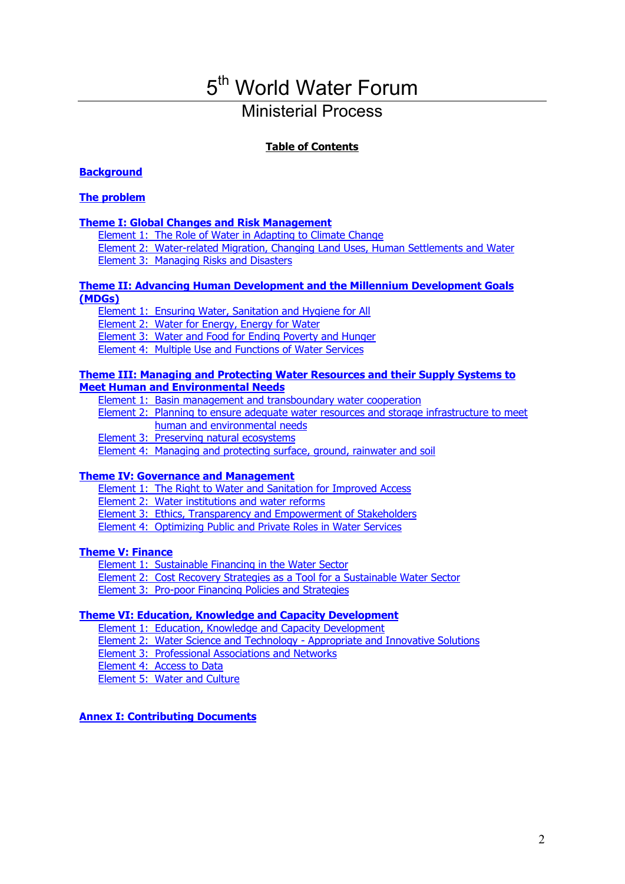# 5th World Water Forum

## Ministerial Process

**Table of Contents**

**Background**

**The problem**

**Theme I: Global Changes and Risk Management**

- Element 1: The Role of Water in Adapting to Climate Change
- Element 2: Water-related Migration, Changing Land Uses, Human Settlements and Water
- Element 3: Managing Risks and Disasters

**Theme II: Advancing Human Development and the Millennium Development Goals (MDGs)**

- Element 1: Ensuring Water, Sanitation and Hygiene for All
- Element 2: Water for Energy, Energy for Water
- Element 3: Water and Food for Ending Poverty and Hunger
- Element 4: Multiple Use and Functions of Water Services

**Theme III: Managing and Protecting Water Resources and their Supply Systems to Meet Human and Environmental Needs**

- Element 1: Basin management and transboundary water cooperation
- Element 2: Planning to ensure adequate water resources and storage infrastructure to meet human and environmental needs
- Element 3: Preserving natural ecosystems
- Element 4: Managing and protecting surface, ground, rainwater and soil

**Theme IV: Governance and Management**

- Element 1: The Right to Water and Sanitation for Improved Access
- Element 2: Water institutions and water reforms
- Element 3: Ethics, Transparency and Empowerment of Stakeholders
- Element 4: Optimizing Public and Private Roles in Water Services

**Theme V: Finance**

- Element 1: Sustainable Financing in the Water Sector
- Element 2: Cost Recovery Strategies as a Tool for a Sustainable Water Sector
- Element 3: Pro-poor Financing Policies and Strategies

**Theme VI: Education, Knowledge and Capacity Development**

- Element 1: Education, Knowledge and Capacity Development
- Element 2: Water Science and Technology - Appropriate and Innovative Solutions
- Element 3: Professional Associations and Networks
- Element 4: Access to Data
- Element 5: Water and Culture

**Annex I: Contributing Documents**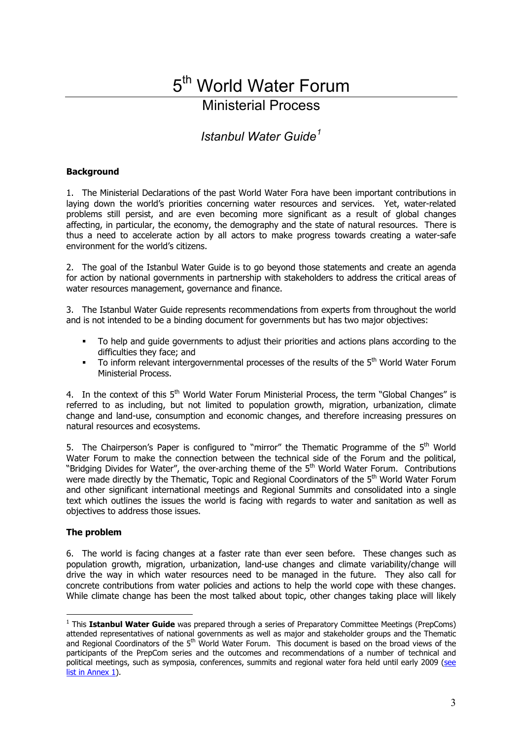# 5th World Water Forum

## Ministerial Process

### *Istanbul Water Guide*[1]

**Background**

1. The Ministerial Declarations of the past World Water Fora have been important contributions in laying down the world's priorities concerning water resources and services. Yet, water-related problems still persist, and are even becoming more significant as a result of global changes affecting, in particular, the economy, the demography and the state of natural resources. There is thus a need to accelerate action by all actors to make progress towards creating a water-safe environment for the world's citizens.

2. The goal of the Istanbul Water Guide is to go beyond those statements and create an agenda for action by national governments in partnership with stakeholders to address the critical areas of water resources management, governance and finance.

3. The Istanbul Water Guide represents recommendations from experts from throughout the world and is not intended to be a binding document for governments but has two major objectives:

- To help and guide governments to adjust their priorities and actions plans according to the difficulties they face; and
- To inform relevant intergovernmental processes of the results of the 5th World Water Forum Ministerial Process.

4. In the context of this 5th World Water Forum Ministerial Process, the term "Global Changes" is referred to as including, but not limited to population growth, migration, urbanization, climate change and land-use, consumption and economic changes, and therefore increasing pressures on natural resources and ecosystems.

5. The Chairperson's Paper is configured to "mirror" the Thematic Programme of the 5th World Water Forum to make the connection between the technical side of the Forum and the political, "Bridging Divides for Water", the over-arching theme of the 5th World Water Forum. Contributions were made directly by the Thematic, Topic and Regional Coordinators of the 5th World Water Forum and other significant international meetings and Regional Summits and consolidated into a single text which outlines the issues the world is facing with regards to water and sanitation as well as objectives to address those issues.

**The problem**

6. The world is facing changes at a faster rate than ever seen before. These changes such as population growth, migration, urbanization, land-use changes and climate variability/change will drive the way in which water resources need to be managed in the future. They also call for concrete contributions from water policies and actions to help the world cope with these changes. While climate change has been the most talked about topic, other changes taking place will likely

---

[1] This **Istanbul Water Guide** was prepared through a series of Preparatory Committee Meetings (PrepComs) attended representatives of national governments as well as major and stakeholder groups and the Thematic and Regional Coordinators of the 5th World Water Forum. This document is based on the broad views of the participants of the PrepCom series and the outcomes and recommendations of a number of technical and political meetings, such as symposia, conferences, summits and regional water fora held until early 2009 (see list in Annex 1).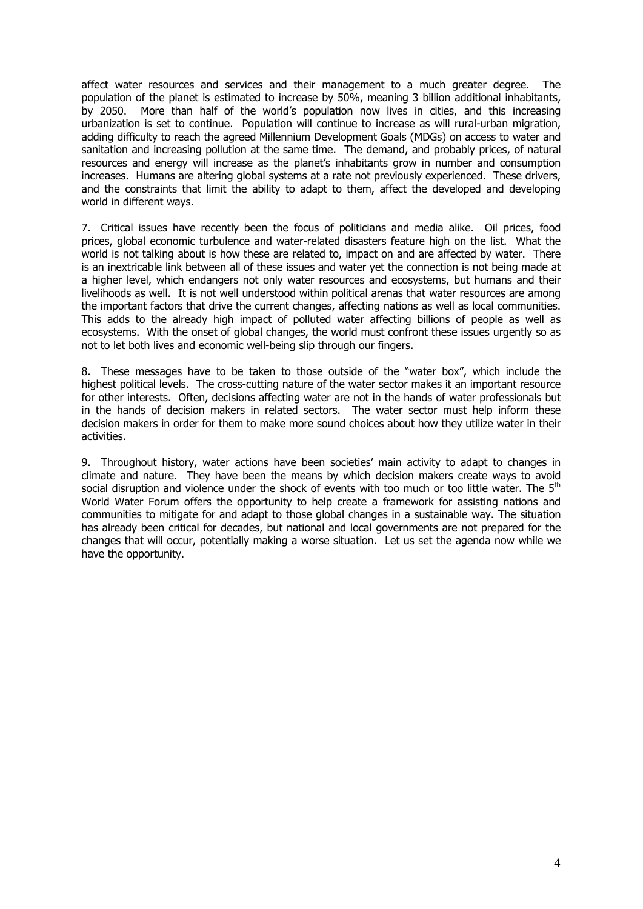affect water resources and services and their management to a much greater degree. The population of the planet is estimated to increase by 50%, meaning 3 billion additional inhabitants, by 2050. More than half of the world's population now lives in cities, and this increasing urbanization is set to continue. Population will continue to increase as will rural-urban migration, adding difficulty to reach the agreed Millennium Development Goals (MDGs) on access to water and sanitation and increasing pollution at the same time. The demand, and probably prices, of natural resources and energy will increase as the planet's inhabitants grow in number and consumption increases. Humans are altering global systems at a rate not previously experienced. These drivers, and the constraints that limit the ability to adapt to them, affect the developed and developing world in different ways.

7. Critical issues have recently been the focus of politicians and media alike. Oil prices, food prices, global economic turbulence and water-related disasters feature high on the list. What the world is not talking about is how these are related to, impact on and are affected by water. There is an inextricable link between all of these issues and water yet the connection is not being made at a higher level, which endangers not only water resources and ecosystems, but humans and their livelihoods as well. It is not well understood within political arenas that water resources are among the important factors that drive the current changes, affecting nations as well as local communities. This adds to the already high impact of polluted water affecting billions of people as well as ecosystems. With the onset of global changes, the world must confront these issues urgently so as not to let both lives and economic well-being slip through our fingers.

8. These messages have to be taken to those outside of the "water box", which include the highest political levels. The cross-cutting nature of the water sector makes it an important resource for other interests. Often, decisions affecting water are not in the hands of water professionals but in the hands of decision makers in related sectors. The water sector must help inform these decision makers in order for them to make more sound choices about how they utilize water in their activities.

9. Throughout history, water actions have been societies' main activity to adapt to changes in climate and nature. They have been the means by which decision makers create ways to avoid social disruption and violence under the shock of events with too much or too little water. The 5th World Water Forum offers the opportunity to help create a framework for assisting nations and communities to mitigate for and adapt to those global changes in a sustainable way. The situation has already been critical for decades, but national and local governments are not prepared for the changes that will occur, potentially making a worse situation. Let us set the agenda now while we have the opportunity.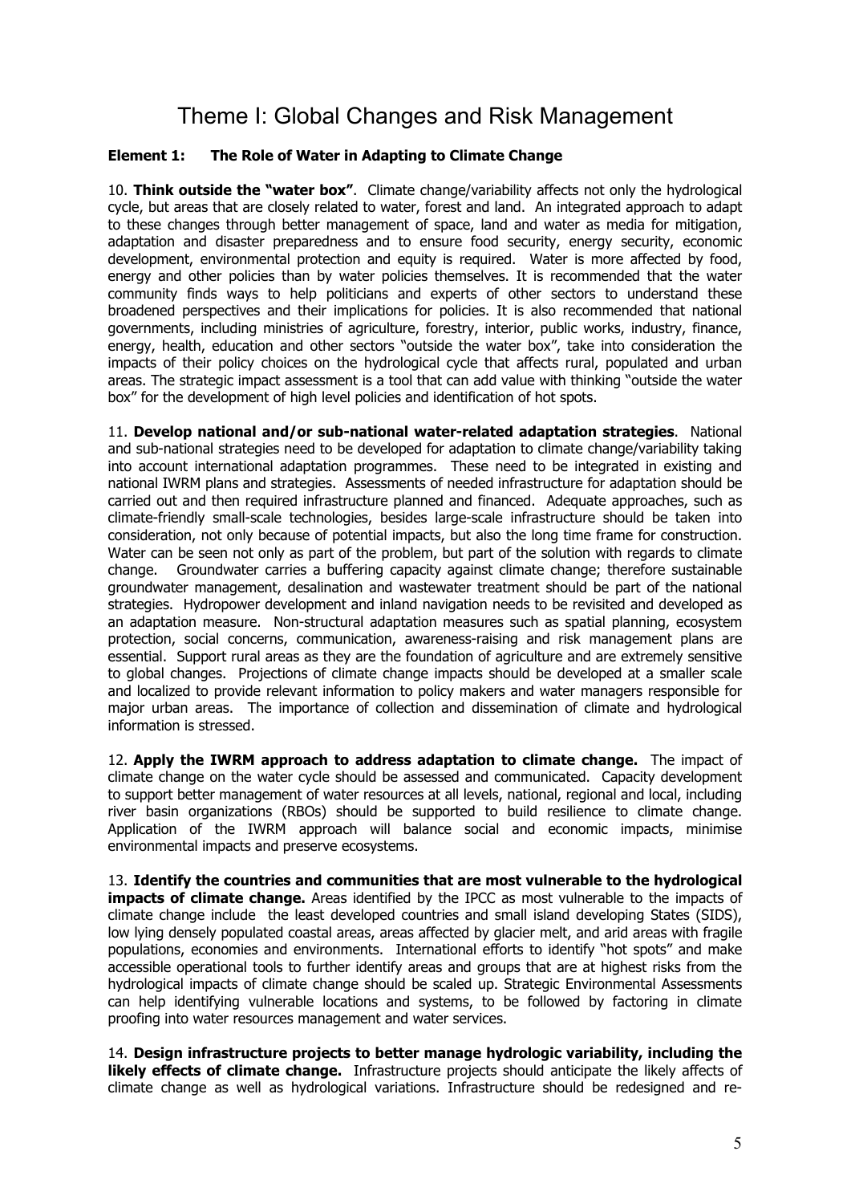# Theme I: Global Changes and Risk Management

### Element 1: The Role of Water in Adapting to Climate Change

10. **Think outside the "water box"**. Climate change/variability affects not only the hydrological cycle, but areas that are closely related to water, forest and land. An integrated approach to adapt to these changes through better management of space, land and water as media for mitigation, adaptation and disaster preparedness and to ensure food security, energy security, economic development, environmental protection and equity is required. Water is more affected by food, energy and other policies than by water policies themselves. It is recommended that the water community finds ways to help politicians and experts of other sectors to understand these broadened perspectives and their implications for policies. It is also recommended that national governments, including ministries of agriculture, forestry, interior, public works, industry, finance, energy, health, education and other sectors "outside the water box", take into consideration the impacts of their policy choices on the hydrological cycle that affects rural, populated and urban areas. The strategic impact assessment is a tool that can add value with thinking "outside the water box" for the development of high level policies and identification of hot spots.

11. **Develop national and/or sub-national water-related adaptation strategies**. National and sub-national strategies need to be developed for adaptation to climate change/variability taking into account international adaptation programmes. These need to be integrated in existing and national IWRM plans and strategies. Assessments of needed infrastructure for adaptation should be carried out and then required infrastructure planned and financed. Adequate approaches, such as climate-friendly small-scale technologies, besides large-scale infrastructure should be taken into consideration, not only because of potential impacts, but also the long time frame for construction. Water can be seen not only as part of the problem, but part of the solution with regards to climate change. Groundwater carries a buffering capacity against climate change; therefore sustainable groundwater management, desalination and wastewater treatment should be part of the national strategies. Hydropower development and inland navigation needs to be revisited and developed as an adaptation measure. Non-structural adaptation measures such as spatial planning, ecosystem protection, social concerns, communication, awareness-raising and risk management plans are essential. Support rural areas as they are the foundation of agriculture and are extremely sensitive to global changes. Projections of climate change impacts should be developed at a smaller scale and localized to provide relevant information to policy makers and water managers responsible for major urban areas. The importance of collection and dissemination of climate and hydrological information is stressed.

12. **Apply the IWRM approach to address adaptation to climate change.** The impact of climate change on the water cycle should be assessed and communicated. Capacity development to support better management of water resources at all levels, national, regional and local, including river basin organizations (RBOs) should be supported to build resilience to climate change. Application of the IWRM approach will balance social and economic impacts, minimise environmental impacts and preserve ecosystems.

13. **Identify the countries and communities that are most vulnerable to the hydrological impacts of climate change.** Areas identified by the IPCC as most vulnerable to the impacts of climate change include the least developed countries and small island developing States (SIDS), low lying densely populated coastal areas, areas affected by glacier melt, and arid areas with fragile populations, economies and environments. International efforts to identify "hot spots" and make accessible operational tools to further identify areas and groups that are at highest risks from the hydrological impacts of climate change should be scaled up. Strategic Environmental Assessments can help identifying vulnerable locations and systems, to be followed by factoring in climate proofing into water resources management and water services.

14. **Design infrastructure projects to better manage hydrologic variability, including the likely effects of climate change.** Infrastructure projects should anticipate the likely affects of climate change as well as hydrological variations. Infrastructure should be redesigned and re-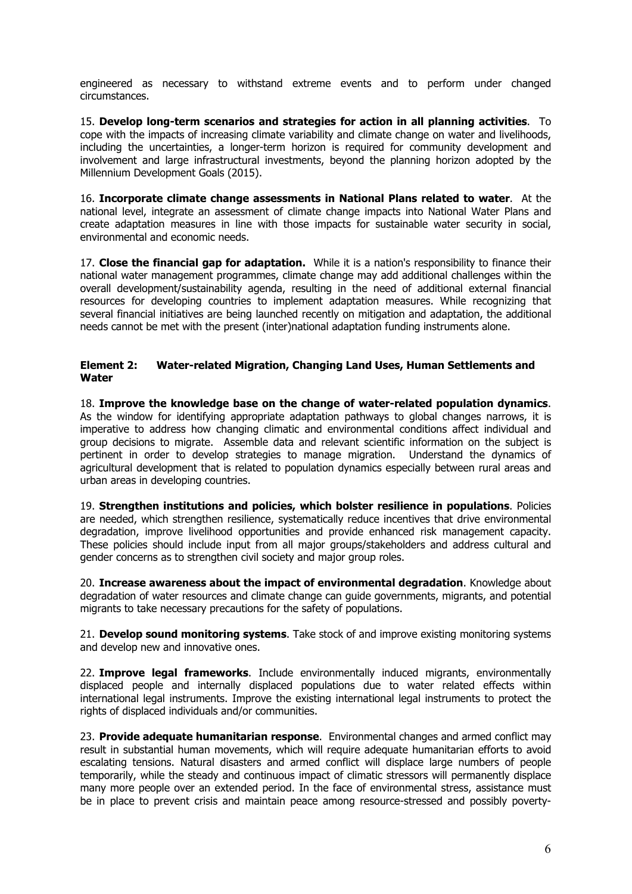engineered as necessary to withstand extreme events and to perform under changed circumstances.

15. **Develop long-term scenarios and strategies for action in all planning activities**. To cope with the impacts of increasing climate variability and climate change on water and livelihoods, including the uncertainties, a longer-term horizon is required for community development and involvement and large infrastructural investments, beyond the planning horizon adopted by the Millennium Development Goals (2015).

16. **Incorporate climate change assessments in National Plans related to water**. At the national level, integrate an assessment of climate change impacts into National Water Plans and create adaptation measures in line with those impacts for sustainable water security in social, environmental and economic needs.

17. **Close the financial gap for adaptation.** While it is a nation's responsibility to finance their national water management programmes, climate change may add additional challenges within the overall development/sustainability agenda, resulting in the need of additional external financial resources for developing countries to implement adaptation measures. While recognizing that several financial initiatives are being launched recently on mitigation and adaptation, the additional needs cannot be met with the present (inter)national adaptation funding instruments alone.

**Element 2: Water-related Migration, Changing Land Uses, Human Settlements and Water**

18. **Improve the knowledge base on the change of water-related population dynamics**. As the window for identifying appropriate adaptation pathways to global changes narrows, it is imperative to address how changing climatic and environmental conditions affect individual and group decisions to migrate. Assemble data and relevant scientific information on the subject is pertinent in order to develop strategies to manage migration. Understand the dynamics of agricultural development that is related to population dynamics especially between rural areas and urban areas in developing countries.

19. **Strengthen institutions and policies, which bolster resilience in populations**. Policies are needed, which strengthen resilience, systematically reduce incentives that drive environmental degradation, improve livelihood opportunities and provide enhanced risk management capacity. These policies should include input from all major groups/stakeholders and address cultural and gender concerns as to strengthen civil society and major group roles.

20. **Increase awareness about the impact of environmental degradation**. Knowledge about degradation of water resources and climate change can guide governments, migrants, and potential migrants to take necessary precautions for the safety of populations.

21. **Develop sound monitoring systems**. Take stock of and improve existing monitoring systems and develop new and innovative ones.

22. **Improve legal frameworks**. Include environmentally induced migrants, environmentally displaced people and internally displaced populations due to water related effects within international legal instruments. Improve the existing international legal instruments to protect the rights of displaced individuals and/or communities.

23. **Provide adequate humanitarian response**. Environmental changes and armed conflict may result in substantial human movements, which will require adequate humanitarian efforts to avoid escalating tensions. Natural disasters and armed conflict will displace large numbers of people temporarily, while the steady and continuous impact of climatic stressors will permanently displace many more people over an extended period. In the face of environmental stress, assistance must be in place to prevent crisis and maintain peace among resource-stressed and possibly poverty-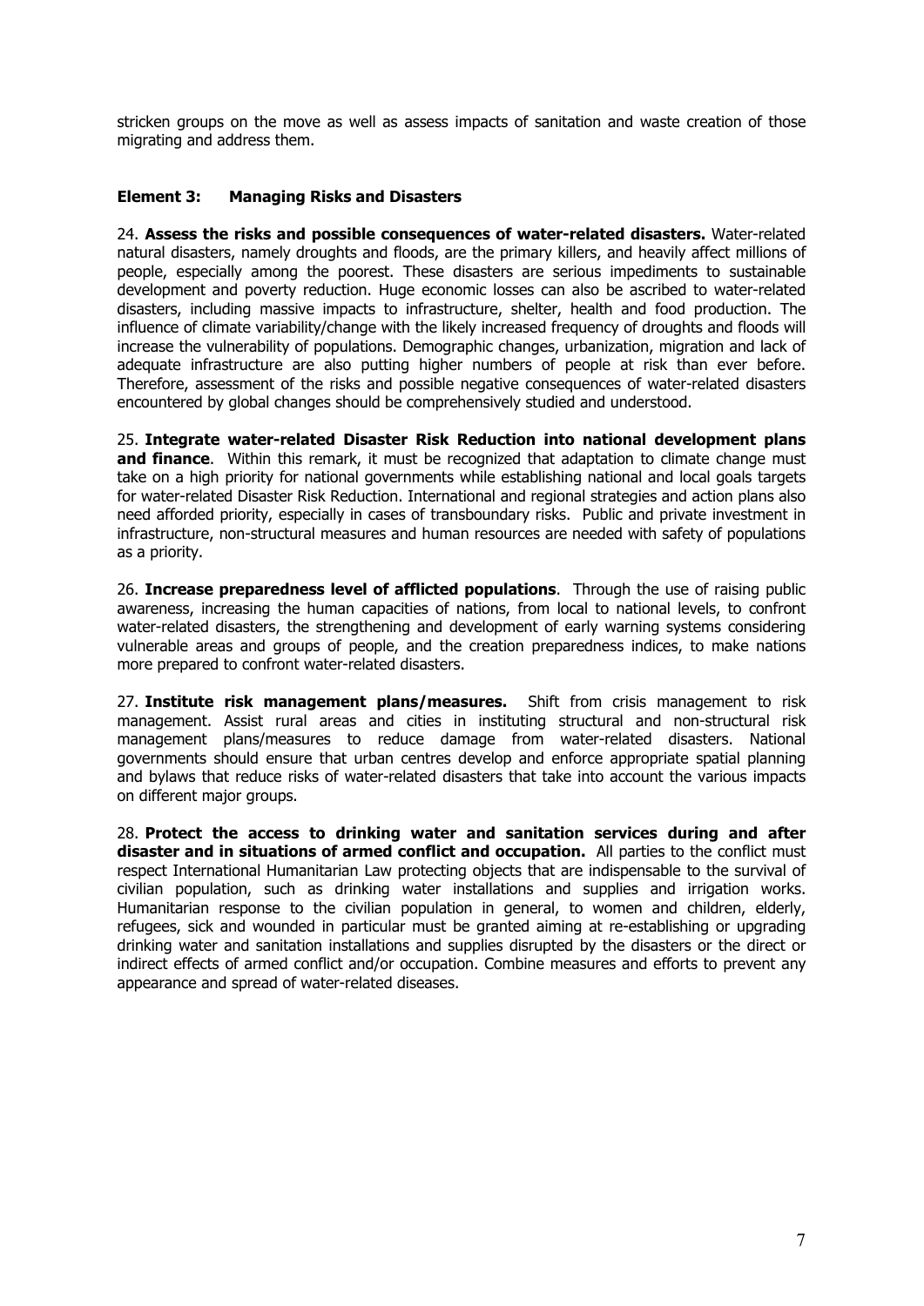stricken groups on the move as well as assess impacts of sanitation and waste creation of those migrating and address them.

### Element 3: Managing Risks and Disasters

24. **Assess the risks and possible consequences of water-related disasters.** Water-related natural disasters, namely droughts and floods, are the primary killers, and heavily affect millions of people, especially among the poorest. These disasters are serious impediments to sustainable development and poverty reduction. Huge economic losses can also be ascribed to water-related disasters, including massive impacts to infrastructure, shelter, health and food production. The influence of climate variability/change with the likely increased frequency of droughts and floods will increase the vulnerability of populations. Demographic changes, urbanization, migration and lack of adequate infrastructure are also putting higher numbers of people at risk than ever before. Therefore, assessment of the risks and possible negative consequences of water-related disasters encountered by global changes should be comprehensively studied and understood.

25. **Integrate water-related Disaster Risk Reduction into national development plans and finance**. Within this remark, it must be recognized that adaptation to climate change must take on a high priority for national governments while establishing national and local goals targets for water-related Disaster Risk Reduction. International and regional strategies and action plans also need afforded priority, especially in cases of transboundary risks. Public and private investment in infrastructure, non-structural measures and human resources are needed with safety of populations as a priority.

26. **Increase preparedness level of afflicted populations**. Through the use of raising public awareness, increasing the human capacities of nations, from local to national levels, to confront water-related disasters, the strengthening and development of early warning systems considering vulnerable areas and groups of people, and the creation preparedness indices, to make nations more prepared to confront water-related disasters.

27. **Institute risk management plans/measures.** Shift from crisis management to risk management. Assist rural areas and cities in instituting structural and non-structural risk management plans/measures to reduce damage from water-related disasters. National governments should ensure that urban centres develop and enforce appropriate spatial planning and bylaws that reduce risks of water-related disasters that take into account the various impacts on different major groups.

28. **Protect the access to drinking water and sanitation services during and after disaster and in situations of armed conflict and occupation.** All parties to the conflict must respect International Humanitarian Law protecting objects that are indispensable to the survival of civilian population, such as drinking water installations and supplies and irrigation works. Humanitarian response to the civilian population in general, to women and children, elderly, refugees, sick and wounded in particular must be granted aiming at re-establishing or upgrading drinking water and sanitation installations and supplies disrupted by the disasters or the direct or indirect effects of armed conflict and/or occupation. Combine measures and efforts to prevent any appearance and spread of water-related diseases.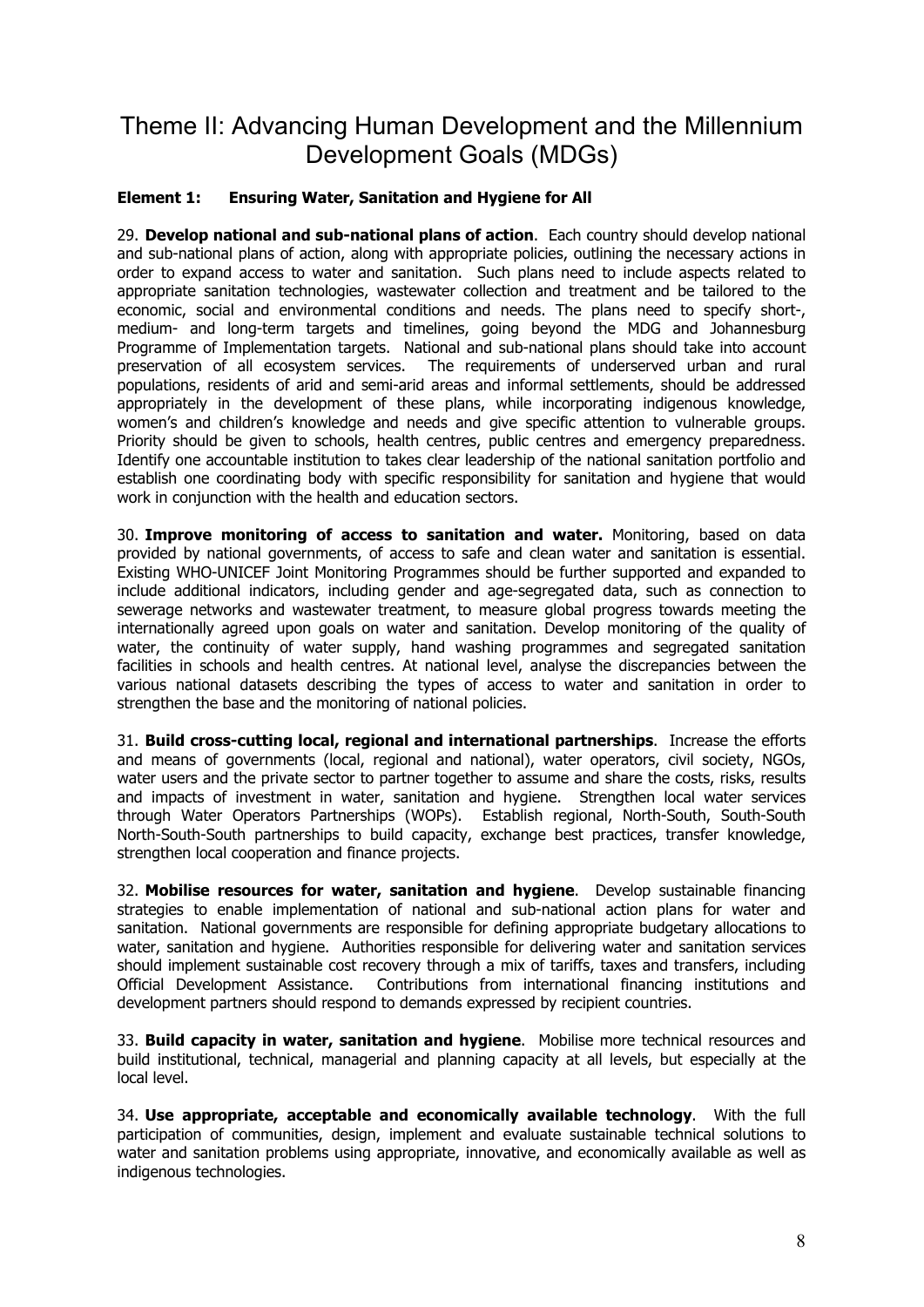# Theme II: Advancing Human Development and the Millennium Development Goals (MDGs)

**Element 1: Ensuring Water, Sanitation and Hygiene for All**

29. **Develop national and sub-national plans of action**. Each country should develop national and sub-national plans of action, along with appropriate policies, outlining the necessary actions in order to expand access to water and sanitation. Such plans need to include aspects related to appropriate sanitation technologies, wastewater collection and treatment and be tailored to the economic, social and environmental conditions and needs. The plans need to specify short-, medium- and long-term targets and timelines, going beyond the MDG and Johannesburg Programme of Implementation targets. National and sub-national plans should take into account preservation of all ecosystem services. The requirements of underserved urban and rural populations, residents of arid and semi-arid areas and informal settlements, should be addressed appropriately in the development of these plans, while incorporating indigenous knowledge, women's and children's knowledge and needs and give specific attention to vulnerable groups. Priority should be given to schools, health centres, public centres and emergency preparedness. Identify one accountable institution to takes clear leadership of the national sanitation portfolio and establish one coordinating body with specific responsibility for sanitation and hygiene that would work in conjunction with the health and education sectors.

30. **Improve monitoring of access to sanitation and water.** Monitoring, based on data provided by national governments, of access to safe and clean water and sanitation is essential. Existing WHO-UNICEF Joint Monitoring Programmes should be further supported and expanded to include additional indicators, including gender and age-segregated data, such as connection to sewerage networks and wastewater treatment, to measure global progress towards meeting the internationally agreed upon goals on water and sanitation. Develop monitoring of the quality of water, the continuity of water supply, hand washing programmes and segregated sanitation facilities in schools and health centres. At national level, analyse the discrepancies between the various national datasets describing the types of access to water and sanitation in order to strengthen the base and the monitoring of national policies.

31. **Build cross-cutting local, regional and international partnerships**. Increase the efforts and means of governments (local, regional and national), water operators, civil society, NGOs, water users and the private sector to partner together to assume and share the costs, risks, results and impacts of investment in water, sanitation and hygiene. Strengthen local water services through Water Operators Partnerships (WOPs). Establish regional, North-South, South-South North-South-South partnerships to build capacity, exchange best practices, transfer knowledge, strengthen local cooperation and finance projects.

32. **Mobilise resources for water, sanitation and hygiene**. Develop sustainable financing strategies to enable implementation of national and sub-national action plans for water and sanitation. National governments are responsible for defining appropriate budgetary allocations to water, sanitation and hygiene. Authorities responsible for delivering water and sanitation services should implement sustainable cost recovery through a mix of tariffs, taxes and transfers, including Official Development Assistance. Contributions from international financing institutions and development partners should respond to demands expressed by recipient countries.

33. **Build capacity in water, sanitation and hygiene**. Mobilise more technical resources and build institutional, technical, managerial and planning capacity at all levels, but especially at the local level.

34. **Use appropriate, acceptable and economically available technology**. With the full participation of communities, design, implement and evaluate sustainable technical solutions to water and sanitation problems using appropriate, innovative, and economically available as well as indigenous technologies.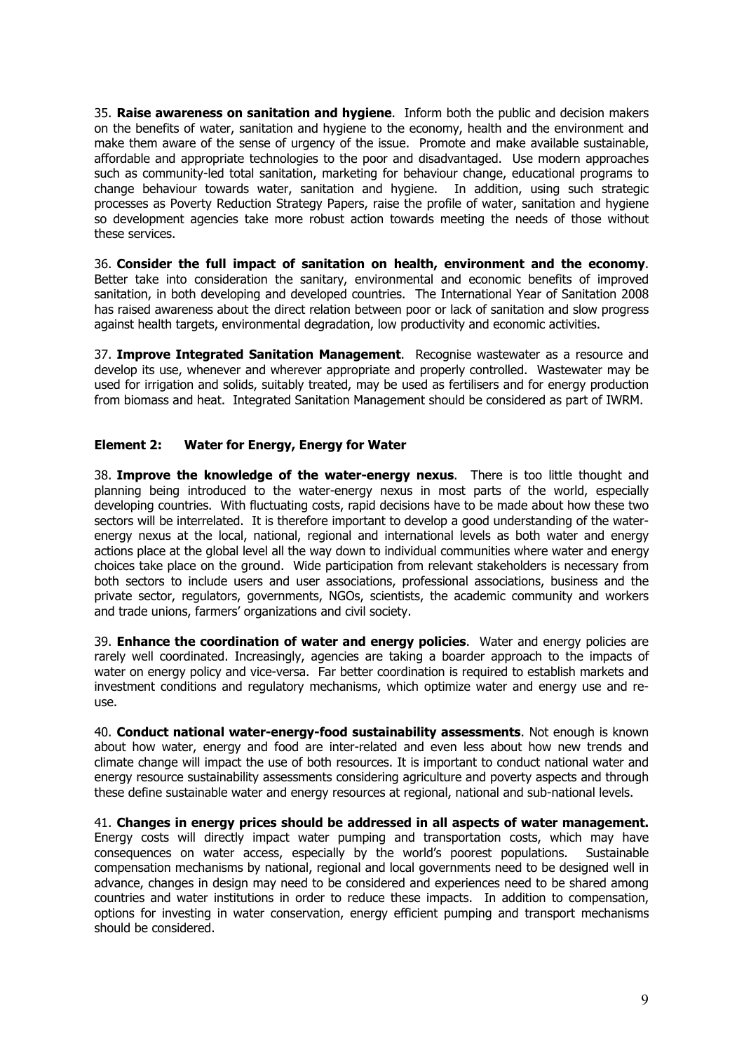35. **Raise awareness on sanitation and hygiene**. Inform both the public and decision makers on the benefits of water, sanitation and hygiene to the economy, health and the environment and make them aware of the sense of urgency of the issue. Promote and make available sustainable, affordable and appropriate technologies to the poor and disadvantaged. Use modern approaches such as community-led total sanitation, marketing for behaviour change, educational programs to change behaviour towards water, sanitation and hygiene. In addition, using such strategic processes as Poverty Reduction Strategy Papers, raise the profile of water, sanitation and hygiene so development agencies take more robust action towards meeting the needs of those without these services.

36. **Consider the full impact of sanitation on health, environment and the economy**. Better take into consideration the sanitary, environmental and economic benefits of improved sanitation, in both developing and developed countries. The International Year of Sanitation 2008 has raised awareness about the direct relation between poor or lack of sanitation and slow progress against health targets, environmental degradation, low productivity and economic activities.

37. **Improve Integrated Sanitation Management**. Recognise wastewater as a resource and develop its use, whenever and wherever appropriate and properly controlled. Wastewater may be used for irrigation and solids, suitably treated, may be used as fertilisers and for energy production from biomass and heat. Integrated Sanitation Management should be considered as part of IWRM.

### Element 2: Water for Energy, Energy for Water

38. **Improve the knowledge of the water-energy nexus**. There is too little thought and planning being introduced to the water-energy nexus in most parts of the world, especially developing countries. With fluctuating costs, rapid decisions have to be made about how these two sectors will be interrelated. It is therefore important to develop a good understanding of the water-energy nexus at the local, national, regional and international levels as both water and energy actions place at the global level all the way down to individual communities where water and energy choices take place on the ground. Wide participation from relevant stakeholders is necessary from both sectors to include users and user associations, professional associations, business and the private sector, regulators, governments, NGOs, scientists, the academic community and workers and trade unions, farmers' organizations and civil society.

39. **Enhance the coordination of water and energy policies**. Water and energy policies are rarely well coordinated. Increasingly, agencies are taking a boarder approach to the impacts of water on energy policy and vice-versa. Far better coordination is required to establish markets and investment conditions and regulatory mechanisms, which optimize water and energy use and re-use.

40. **Conduct national water-energy-food sustainability assessments**. Not enough is known about how water, energy and food are inter-related and even less about how new trends and climate change will impact the use of both resources. It is important to conduct national water and energy resource sustainability assessments considering agriculture and poverty aspects and through these define sustainable water and energy resources at regional, national and sub-national levels.

41. **Changes in energy prices should be addressed in all aspects of water management.** Energy costs will directly impact water pumping and transportation costs, which may have consequences on water access, especially by the world's poorest populations. Sustainable compensation mechanisms by national, regional and local governments need to be designed well in advance, changes in design may need to be considered and experiences need to be shared among countries and water institutions in order to reduce these impacts. In addition to compensation, options for investing in water conservation, energy efficient pumping and transport mechanisms should be considered.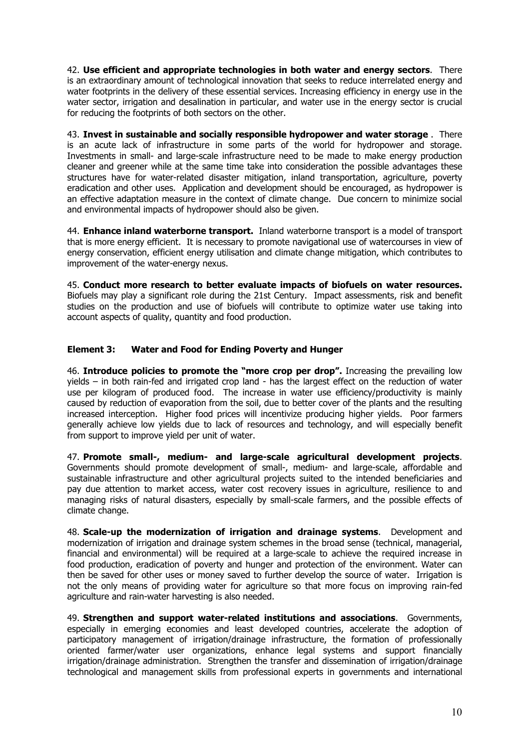42. **Use efficient and appropriate technologies in both water and energy sectors**. There is an extraordinary amount of technological innovation that seeks to reduce interrelated energy and water footprints in the delivery of these essential services. Increasing efficiency in energy use in the water sector, irrigation and desalination in particular, and water use in the energy sector is crucial for reducing the footprints of both sectors on the other.

43. **Invest in sustainable and socially responsible hydropower and water storage** . There is an acute lack of infrastructure in some parts of the world for hydropower and storage. Investments in small- and large-scale infrastructure need to be made to make energy production cleaner and greener while at the same time take into consideration the possible advantages these structures have for water-related disaster mitigation, inland transportation, agriculture, poverty eradication and other uses. Application and development should be encouraged, as hydropower is an effective adaptation measure in the context of climate change. Due concern to minimize social and environmental impacts of hydropower should also be given.

44. **Enhance inland waterborne transport.** Inland waterborne transport is a model of transport that is more energy efficient. It is necessary to promote navigational use of watercourses in view of energy conservation, efficient energy utilisation and climate change mitigation, which contributes to improvement of the water-energy nexus.

45. **Conduct more research to better evaluate impacts of biofuels on water resources.** Biofuels may play a significant role during the 21st Century. Impact assessments, risk and benefit studies on the production and use of biofuels will contribute to optimize water use taking into account aspects of quality, quantity and food production.

### Element 3: Water and Food for Ending Poverty and Hunger

46. **Introduce policies to promote the "more crop per drop".** Increasing the prevailing low yields – in both rain-fed and irrigated crop land - has the largest effect on the reduction of water use per kilogram of produced food. The increase in water use efficiency/productivity is mainly caused by reduction of evaporation from the soil, due to better cover of the plants and the resulting increased interception. Higher food prices will incentivize producing higher yields. Poor farmers generally achieve low yields due to lack of resources and technology, and will especially benefit from support to improve yield per unit of water.

47. **Promote small-, medium- and large-scale agricultural development projects**. Governments should promote development of small-, medium- and large-scale, affordable and sustainable infrastructure and other agricultural projects suited to the intended beneficiaries and pay due attention to market access, water cost recovery issues in agriculture, resilience to and managing risks of natural disasters, especially by small-scale farmers, and the possible effects of climate change.

48. **Scale-up the modernization of irrigation and drainage systems**. Development and modernization of irrigation and drainage system schemes in the broad sense (technical, managerial, financial and environmental) will be required at a large-scale to achieve the required increase in food production, eradication of poverty and hunger and protection of the environment. Water can then be saved for other uses or money saved to further develop the source of water. Irrigation is not the only means of providing water for agriculture so that more focus on improving rain-fed agriculture and rain-water harvesting is also needed.

49. **Strengthen and support water-related institutions and associations**. Governments, especially in emerging economies and least developed countries, accelerate the adoption of participatory management of irrigation/drainage infrastructure, the formation of professionally oriented farmer/water user organizations, enhance legal systems and support financially irrigation/drainage administration. Strengthen the transfer and dissemination of irrigation/drainage technological and management skills from professional experts in governments and international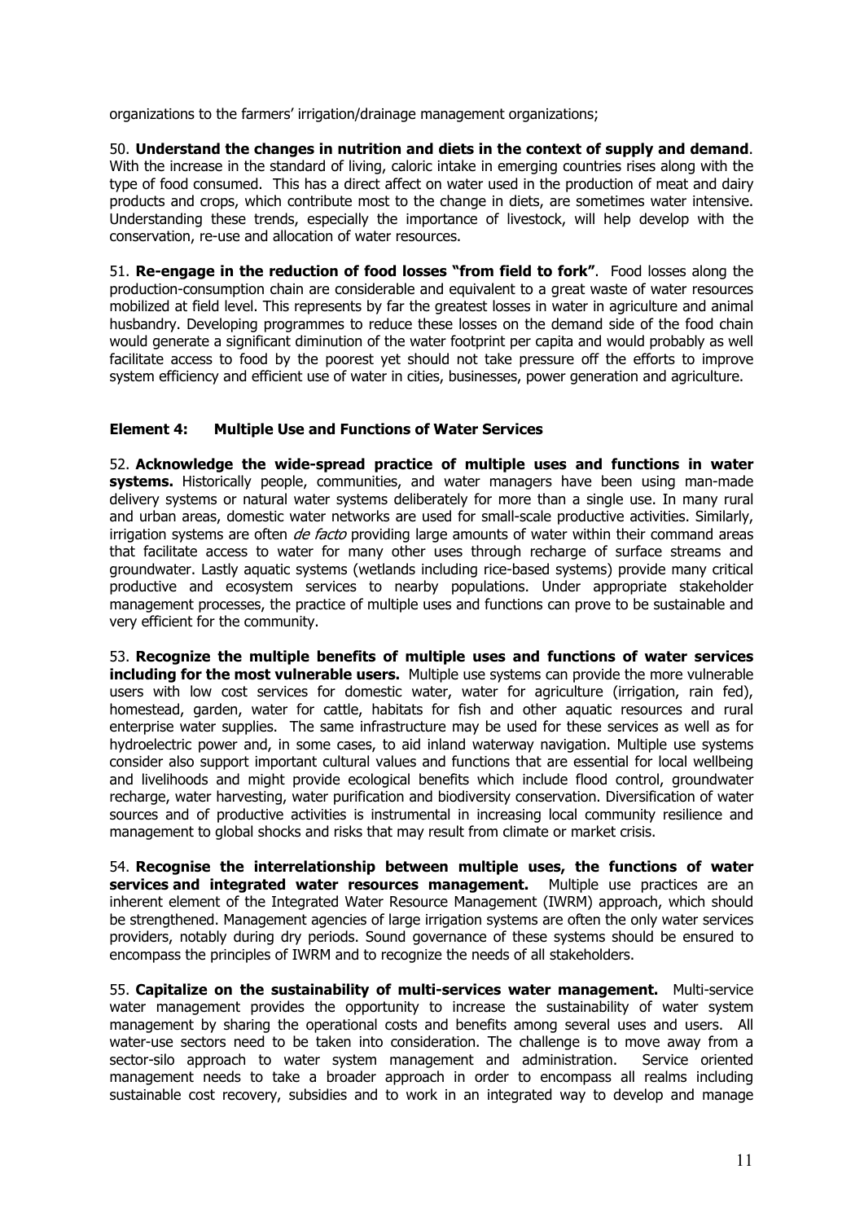organizations to the farmers' irrigation/drainage management organizations;

50. **Understand the changes in nutrition and diets in the context of supply and demand**. With the increase in the standard of living, caloric intake in emerging countries rises along with the type of food consumed. This has a direct affect on water used in the production of meat and dairy products and crops, which contribute most to the change in diets, are sometimes water intensive. Understanding these trends, especially the importance of livestock, will help develop with the conservation, re-use and allocation of water resources.

51. **Re-engage in the reduction of food losses "from field to fork"**. Food losses along the production-consumption chain are considerable and equivalent to a great waste of water resources mobilized at field level. This represents by far the greatest losses in water in agriculture and animal husbandry. Developing programmes to reduce these losses on the demand side of the food chain would generate a significant diminution of the water footprint per capita and would probably as well facilitate access to food by the poorest yet should not take pressure off the efforts to improve system efficiency and efficient use of water in cities, businesses, power generation and agriculture.

### Element 4: Multiple Use and Functions of Water Services

52. **Acknowledge the wide-spread practice of multiple uses and functions in water systems.** Historically people, communities, and water managers have been using man-made delivery systems or natural water systems deliberately for more than a single use. In many rural and urban areas, domestic water networks are used for small-scale productive activities. Similarly, irrigation systems are often *de facto* providing large amounts of water within their command areas that facilitate access to water for many other uses through recharge of surface streams and groundwater. Lastly aquatic systems (wetlands including rice-based systems) provide many critical productive and ecosystem services to nearby populations. Under appropriate stakeholder management processes, the practice of multiple uses and functions can prove to be sustainable and very efficient for the community.

53. **Recognize the multiple benefits of multiple uses and functions of water services including for the most vulnerable users.** Multiple use systems can provide the more vulnerable users with low cost services for domestic water, water for agriculture (irrigation, rain fed), homestead, garden, water for cattle, habitats for fish and other aquatic resources and rural enterprise water supplies. The same infrastructure may be used for these services as well as for hydroelectric power and, in some cases, to aid inland waterway navigation. Multiple use systems consider also support important cultural values and functions that are essential for local wellbeing and livelihoods and might provide ecological benefits which include flood control, groundwater recharge, water harvesting, water purification and biodiversity conservation. Diversification of water sources and of productive activities is instrumental in increasing local community resilience and management to global shocks and risks that may result from climate or market crisis.

54. **Recognise the interrelationship between multiple uses, the functions of water services and integrated water resources management.** Multiple use practices are an inherent element of the Integrated Water Resource Management (IWRM) approach, which should be strengthened. Management agencies of large irrigation systems are often the only water services providers, notably during dry periods. Sound governance of these systems should be ensured to encompass the principles of IWRM and to recognize the needs of all stakeholders.

55. **Capitalize on the sustainability of multi-services water management.** Multi-service water management provides the opportunity to increase the sustainability of water system management by sharing the operational costs and benefits among several uses and users. All water-use sectors need to be taken into consideration. The challenge is to move away from a sector-silo approach to water system management and administration. Service oriented management needs to take a broader approach in order to encompass all realms including sustainable cost recovery, subsidies and to work in an integrated way to develop and manage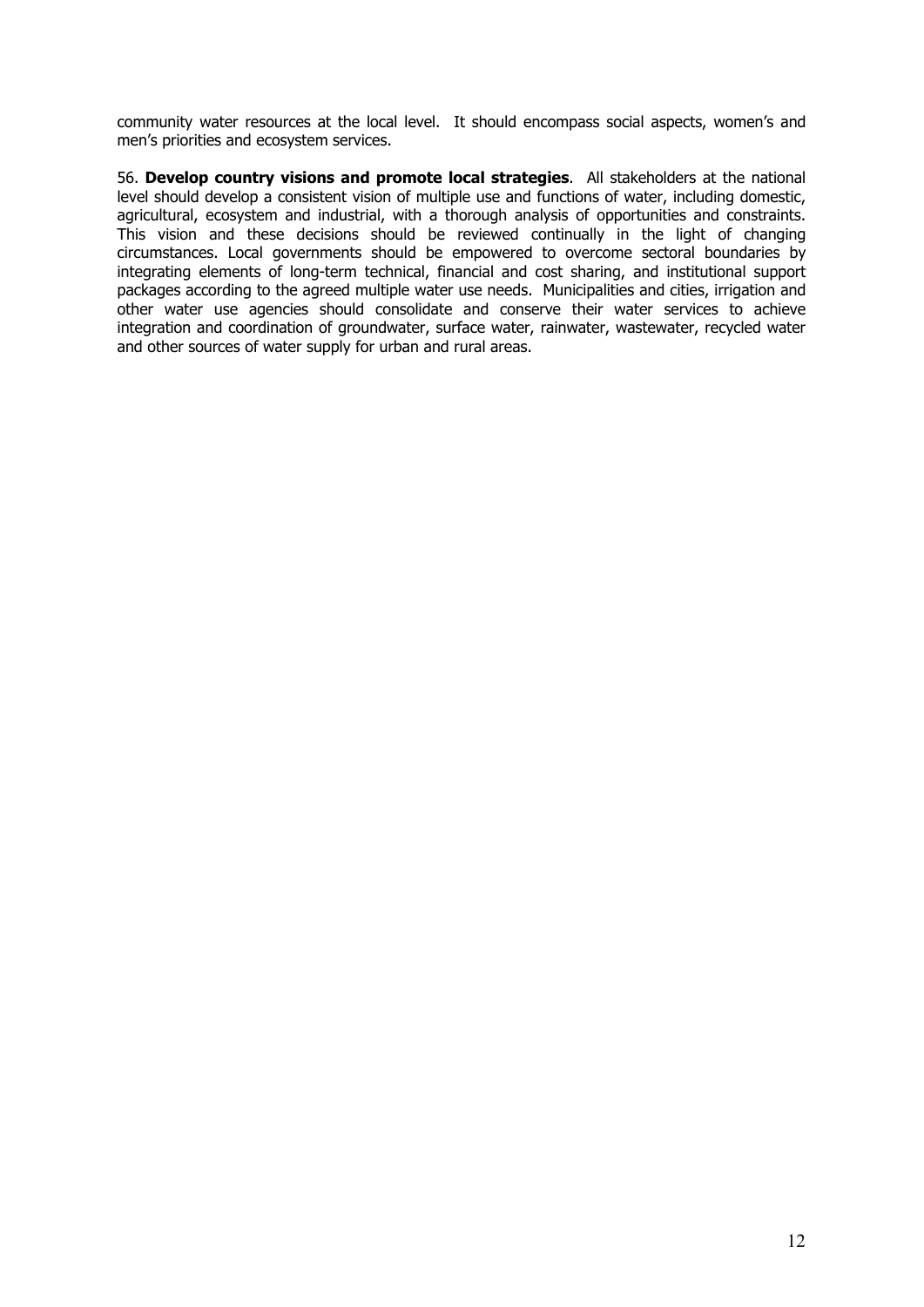community water resources at the local level. It should encompass social aspects, women's and men's priorities and ecosystem services.

56. **Develop country visions and promote local strategies**. All stakeholders at the national level should develop a consistent vision of multiple use and functions of water, including domestic, agricultural, ecosystem and industrial, with a thorough analysis of opportunities and constraints. This vision and these decisions should be reviewed continually in the light of changing circumstances. Local governments should be empowered to overcome sectoral boundaries by integrating elements of long-term technical, financial and cost sharing, and institutional support packages according to the agreed multiple water use needs. Municipalities and cities, irrigation and other water use agencies should consolidate and conserve their water services to achieve integration and coordination of groundwater, surface water, rainwater, wastewater, recycled water and other sources of water supply for urban and rural areas.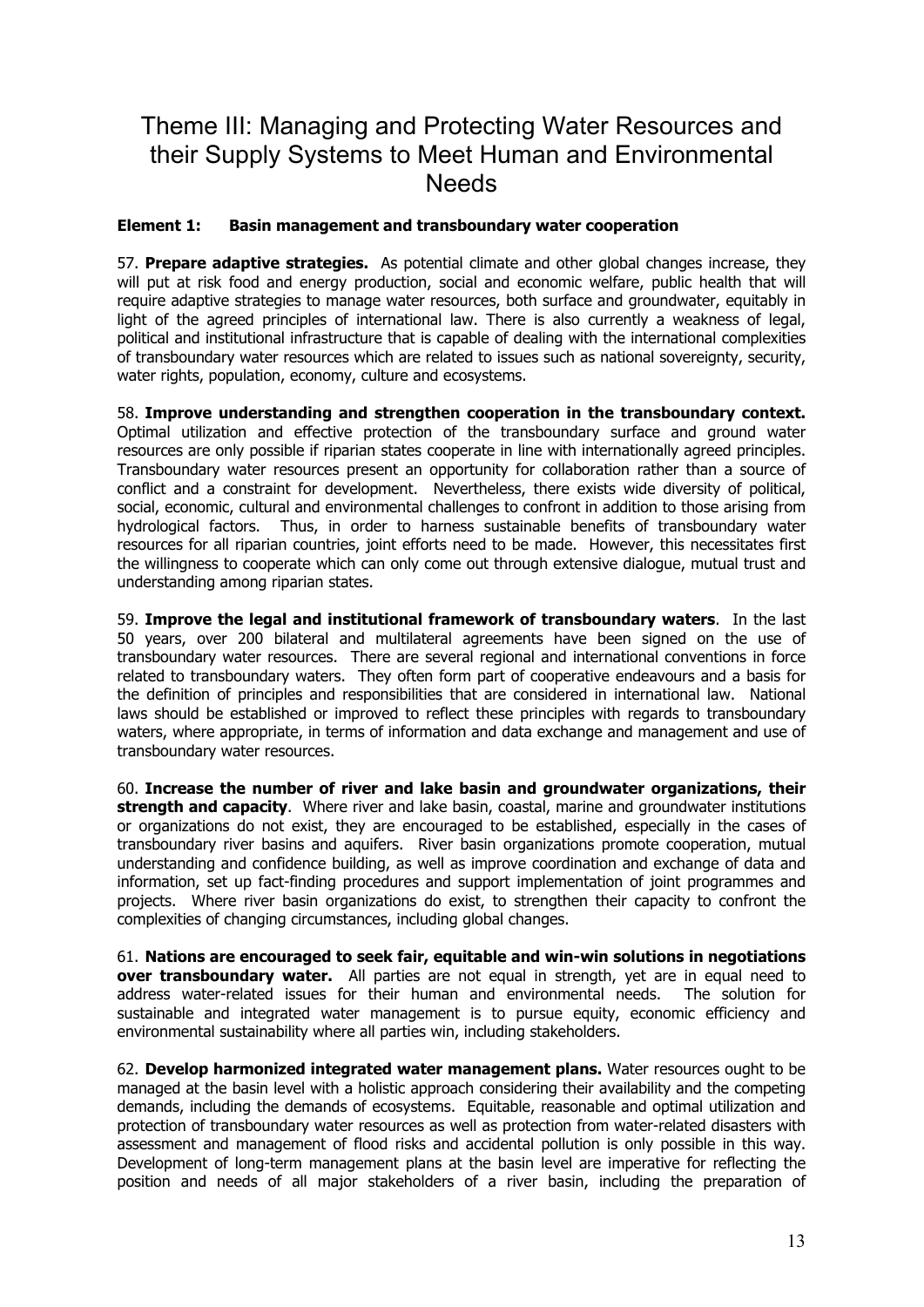# Theme III: Managing and Protecting Water Resources and their Supply Systems to Meet Human and Environmental Needs

**Element 1: Basin management and transboundary water cooperation**

57. **Prepare adaptive strategies.** As potential climate and other global changes increase, they will put at risk food and energy production, social and economic welfare, public health that will require adaptive strategies to manage water resources, both surface and groundwater, equitably in light of the agreed principles of international law. There is also currently a weakness of legal, political and institutional infrastructure that is capable of dealing with the international complexities of transboundary water resources which are related to issues such as national sovereignty, security, water rights, population, economy, culture and ecosystems.

58. **Improve understanding and strengthen cooperation in the transboundary context.** Optimal utilization and effective protection of the transboundary surface and ground water resources are only possible if riparian states cooperate in line with internationally agreed principles. Transboundary water resources present an opportunity for collaboration rather than a source of conflict and a constraint for development. Nevertheless, there exists wide diversity of political, social, economic, cultural and environmental challenges to confront in addition to those arising from hydrological factors. Thus, in order to harness sustainable benefits of transboundary water resources for all riparian countries, joint efforts need to be made. However, this necessitates first the willingness to cooperate which can only come out through extensive dialogue, mutual trust and understanding among riparian states.

59. **Improve the legal and institutional framework of transboundary waters**. In the last 50 years, over 200 bilateral and multilateral agreements have been signed on the use of transboundary water resources. There are several regional and international conventions in force related to transboundary waters. They often form part of cooperative endeavours and a basis for the definition of principles and responsibilities that are considered in international law. National laws should be established or improved to reflect these principles with regards to transboundary waters, where appropriate, in terms of information and data exchange and management and use of transboundary water resources.

60. **Increase the number of river and lake basin and groundwater organizations, their strength and capacity**. Where river and lake basin, coastal, marine and groundwater institutions or organizations do not exist, they are encouraged to be established, especially in the cases of transboundary river basins and aquifers. River basin organizations promote cooperation, mutual understanding and confidence building, as well as improve coordination and exchange of data and information, set up fact-finding procedures and support implementation of joint programmes and projects. Where river basin organizations do exist, to strengthen their capacity to confront the complexities of changing circumstances, including global changes.

61. **Nations are encouraged to seek fair, equitable and win-win solutions in negotiations over transboundary water.** All parties are not equal in strength, yet are in equal need to address water-related issues for their human and environmental needs. The solution for sustainable and integrated water management is to pursue equity, economic efficiency and environmental sustainability where all parties win, including stakeholders.

62. **Develop harmonized integrated water management plans.** Water resources ought to be managed at the basin level with a holistic approach considering their availability and the competing demands, including the demands of ecosystems. Equitable, reasonable and optimal utilization and protection of transboundary water resources as well as protection from water-related disasters with assessment and management of flood risks and accidental pollution is only possible in this way. Development of long-term management plans at the basin level are imperative for reflecting the position and needs of all major stakeholders of a river basin, including the preparation of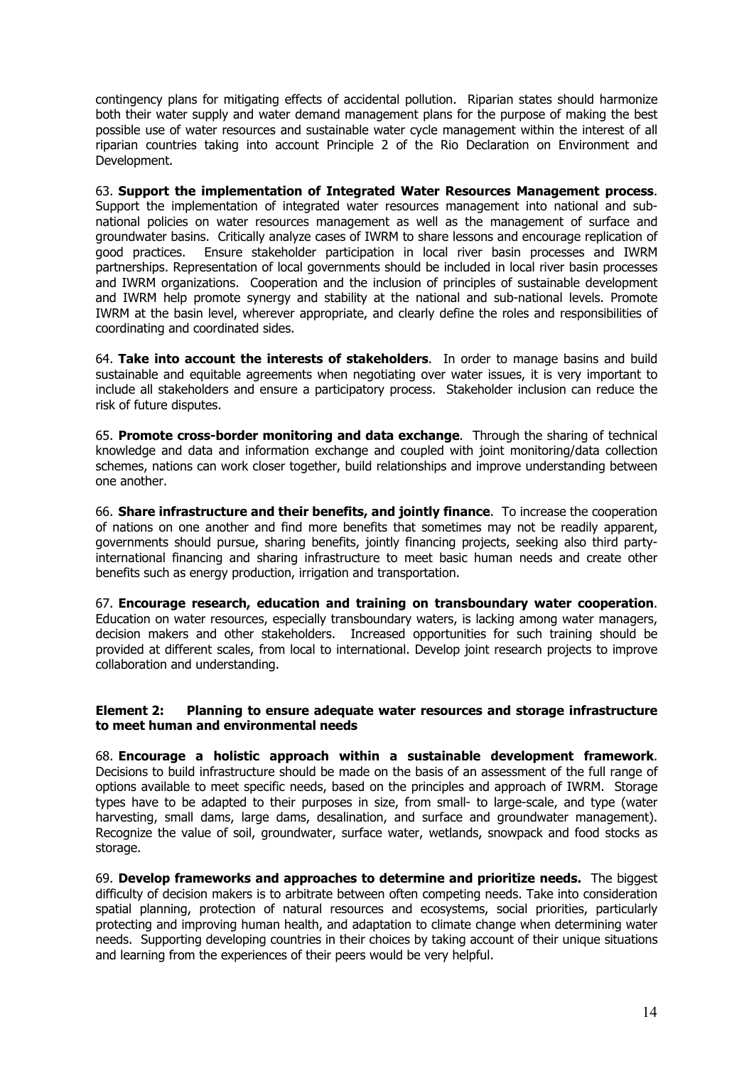contingency plans for mitigating effects of accidental pollution. Riparian states should harmonize both their water supply and water demand management plans for the purpose of making the best possible use of water resources and sustainable water cycle management within the interest of all riparian countries taking into account Principle 2 of the Rio Declaration on Environment and Development.

63. **Support the implementation of Integrated Water Resources Management process**. Support the implementation of integrated water resources management into national and sub-national policies on water resources management as well as the management of surface and groundwater basins. Critically analyze cases of IWRM to share lessons and encourage replication of good practices. Ensure stakeholder participation in local river basin processes and IWRM partnerships. Representation of local governments should be included in local river basin processes and IWRM organizations. Cooperation and the inclusion of principles of sustainable development and IWRM help promote synergy and stability at the national and sub-national levels. Promote IWRM at the basin level, wherever appropriate, and clearly define the roles and responsibilities of coordinating and coordinated sides.

64. **Take into account the interests of stakeholders**. In order to manage basins and build sustainable and equitable agreements when negotiating over water issues, it is very important to include all stakeholders and ensure a participatory process. Stakeholder inclusion can reduce the risk of future disputes.

65. **Promote cross-border monitoring and data exchange**. Through the sharing of technical knowledge and data and information exchange and coupled with joint monitoring/data collection schemes, nations can work closer together, build relationships and improve understanding between one another.

66. **Share infrastructure and their benefits, and jointly finance**. To increase the cooperation of nations on one another and find more benefits that sometimes may not be readily apparent, governments should pursue, sharing benefits, jointly financing projects, seeking also third party-international financing and sharing infrastructure to meet basic human needs and create other benefits such as energy production, irrigation and transportation.

67. **Encourage research, education and training on transboundary water cooperation**. Education on water resources, especially transboundary waters, is lacking among water managers, decision makers and other stakeholders. Increased opportunities for such training should be provided at different scales, from local to international. Develop joint research projects to improve collaboration and understanding.

#### Element 2: Planning to ensure adequate water resources and storage infrastructure to meet human and environmental needs

68. **Encourage a holistic approach within a sustainable development framework**. Decisions to build infrastructure should be made on the basis of an assessment of the full range of options available to meet specific needs, based on the principles and approach of IWRM. Storage types have to be adapted to their purposes in size, from small- to large-scale, and type (water harvesting, small dams, large dams, desalination, and surface and groundwater management). Recognize the value of soil, groundwater, surface water, wetlands, snowpack and food stocks as storage.

69. **Develop frameworks and approaches to determine and prioritize needs.** The biggest difficulty of decision makers is to arbitrate between often competing needs. Take into consideration spatial planning, protection of natural resources and ecosystems, social priorities, particularly protecting and improving human health, and adaptation to climate change when determining water needs. Supporting developing countries in their choices by taking account of their unique situations and learning from the experiences of their peers would be very helpful.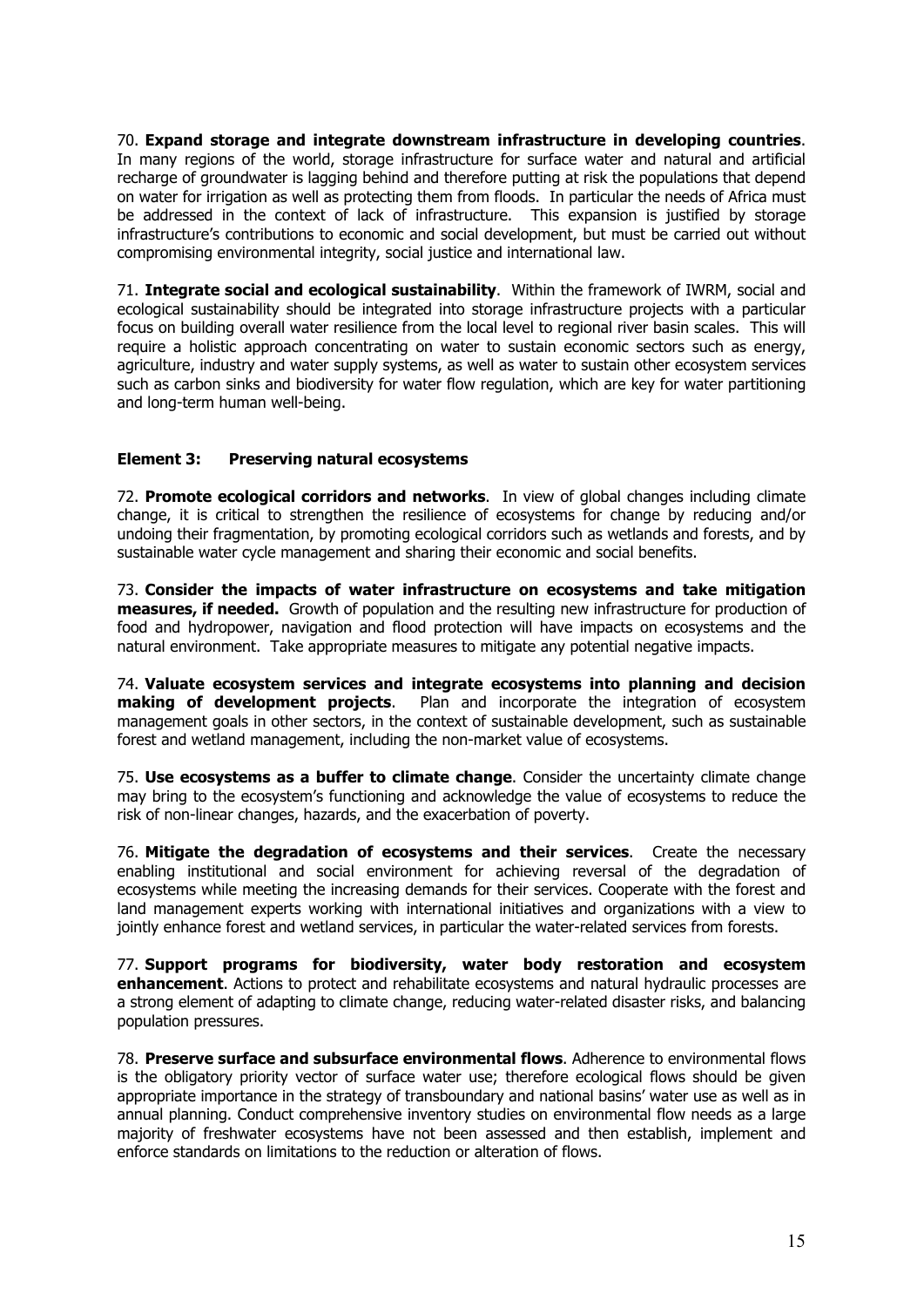70. **Expand storage and integrate downstream infrastructure in developing countries**. In many regions of the world, storage infrastructure for surface water and natural and artificial recharge of groundwater is lagging behind and therefore putting at risk the populations that depend on water for irrigation as well as protecting them from floods. In particular the needs of Africa must be addressed in the context of lack of infrastructure. This expansion is justified by storage infrastructure's contributions to economic and social development, but must be carried out without compromising environmental integrity, social justice and international law.

71. **Integrate social and ecological sustainability**. Within the framework of IWRM, social and ecological sustainability should be integrated into storage infrastructure projects with a particular focus on building overall water resilience from the local level to regional river basin scales. This will require a holistic approach concentrating on water to sustain economic sectors such as energy, agriculture, industry and water supply systems, as well as water to sustain other ecosystem services such as carbon sinks and biodiversity for water flow regulation, which are key for water partitioning and long-term human well-being.

### Element 3: Preserving natural ecosystems

72. **Promote ecological corridors and networks**. In view of global changes including climate change, it is critical to strengthen the resilience of ecosystems for change by reducing and/or undoing their fragmentation, by promoting ecological corridors such as wetlands and forests, and by sustainable water cycle management and sharing their economic and social benefits.

73. **Consider the impacts of water infrastructure on ecosystems and take mitigation measures, if needed.** Growth of population and the resulting new infrastructure for production of food and hydropower, navigation and flood protection will have impacts on ecosystems and the natural environment. Take appropriate measures to mitigate any potential negative impacts.

74. **Valuate ecosystem services and integrate ecosystems into planning and decision making of development projects**. Plan and incorporate the integration of ecosystem management goals in other sectors, in the context of sustainable development, such as sustainable forest and wetland management, including the non-market value of ecosystems.

75. **Use ecosystems as a buffer to climate change**. Consider the uncertainty climate change may bring to the ecosystem's functioning and acknowledge the value of ecosystems to reduce the risk of non-linear changes, hazards, and the exacerbation of poverty.

76. **Mitigate the degradation of ecosystems and their services**. Create the necessary enabling institutional and social environment for achieving reversal of the degradation of ecosystems while meeting the increasing demands for their services. Cooperate with the forest and land management experts working with international initiatives and organizations with a view to jointly enhance forest and wetland services, in particular the water-related services from forests.

77. **Support programs for biodiversity, water body restoration and ecosystem enhancement**. Actions to protect and rehabilitate ecosystems and natural hydraulic processes are a strong element of adapting to climate change, reducing water-related disaster risks, and balancing population pressures.

78. **Preserve surface and subsurface environmental flows**. Adherence to environmental flows is the obligatory priority vector of surface water use; therefore ecological flows should be given appropriate importance in the strategy of transboundary and national basins' water use as well as in annual planning. Conduct comprehensive inventory studies on environmental flow needs as a large majority of freshwater ecosystems have not been assessed and then establish, implement and enforce standards on limitations to the reduction or alteration of flows.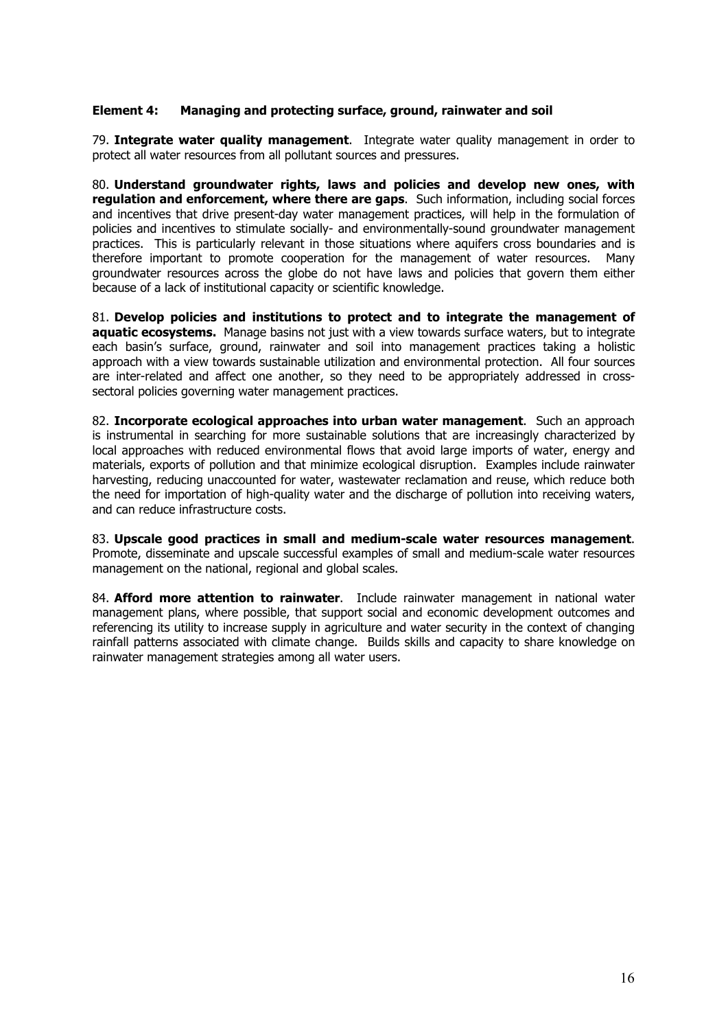**Element 4: Managing and protecting surface, ground, rainwater and soil**

79. **Integrate water quality management**. Integrate water quality management in order to protect all water resources from all pollutant sources and pressures.

80. **Understand groundwater rights, laws and policies and develop new ones, with regulation and enforcement, where there are gaps**. Such information, including social forces and incentives that drive present-day water management practices, will help in the formulation of policies and incentives to stimulate socially- and environmentally-sound groundwater management practices. This is particularly relevant in those situations where aquifers cross boundaries and is therefore important to promote cooperation for the management of water resources. Many groundwater resources across the globe do not have laws and policies that govern them either because of a lack of institutional capacity or scientific knowledge.

81. **Develop policies and institutions to protect and to integrate the management of aquatic ecosystems.** Manage basins not just with a view towards surface waters, but to integrate each basin's surface, ground, rainwater and soil into management practices taking a holistic approach with a view towards sustainable utilization and environmental protection. All four sources are inter-related and affect one another, so they need to be appropriately addressed in cross-sectoral policies governing water management practices.

82. **Incorporate ecological approaches into urban water management**. Such an approach is instrumental in searching for more sustainable solutions that are increasingly characterized by local approaches with reduced environmental flows that avoid large imports of water, energy and materials, exports of pollution and that minimize ecological disruption. Examples include rainwater harvesting, reducing unaccounted for water, wastewater reclamation and reuse, which reduce both the need for importation of high-quality water and the discharge of pollution into receiving waters, and can reduce infrastructure costs.

83. **Upscale good practices in small and medium-scale water resources management**. Promote, disseminate and upscale successful examples of small and medium-scale water resources management on the national, regional and global scales.

84. **Afford more attention to rainwater**. Include rainwater management in national water management plans, where possible, that support social and economic development outcomes and referencing its utility to increase supply in agriculture and water security in the context of changing rainfall patterns associated with climate change. Builds skills and capacity to share knowledge on rainwater management strategies among all water users.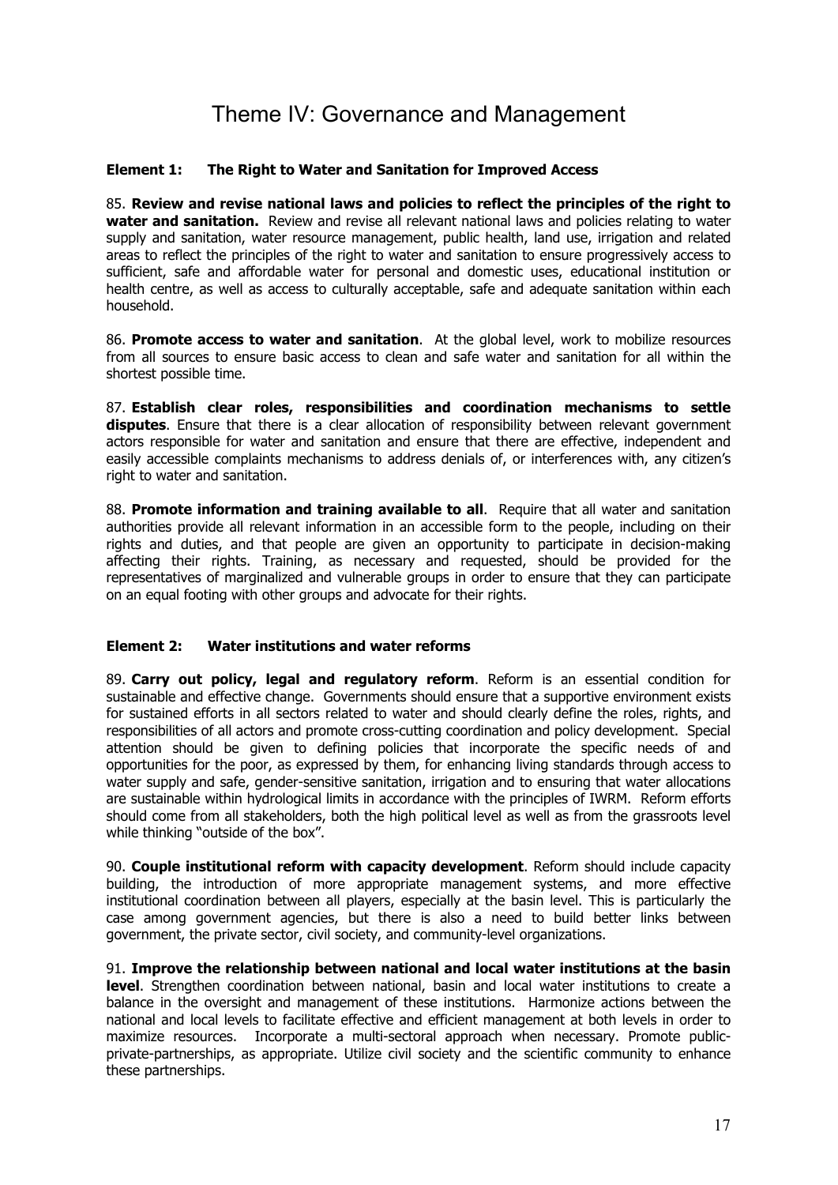# Theme IV: Governance and Management

### Element 1: The Right to Water and Sanitation for Improved Access

85. **Review and revise national laws and policies to reflect the principles of the right to water and sanitation.** Review and revise all relevant national laws and policies relating to water supply and sanitation, water resource management, public health, land use, irrigation and related areas to reflect the principles of the right to water and sanitation to ensure progressively access to sufficient, safe and affordable water for personal and domestic uses, educational institution or health centre, as well as access to culturally acceptable, safe and adequate sanitation within each household.

86. **Promote access to water and sanitation**. At the global level, work to mobilize resources from all sources to ensure basic access to clean and safe water and sanitation for all within the shortest possible time.

87. **Establish clear roles, responsibilities and coordination mechanisms to settle disputes**. Ensure that there is a clear allocation of responsibility between relevant government actors responsible for water and sanitation and ensure that there are effective, independent and easily accessible complaints mechanisms to address denials of, or interferences with, any citizen's right to water and sanitation.

88. **Promote information and training available to all**. Require that all water and sanitation authorities provide all relevant information in an accessible form to the people, including on their rights and duties, and that people are given an opportunity to participate in decision-making affecting their rights. Training, as necessary and requested, should be provided for the representatives of marginalized and vulnerable groups in order to ensure that they can participate on an equal footing with other groups and advocate for their rights.

### Element 2: Water institutions and water reforms

89. **Carry out policy, legal and regulatory reform**. Reform is an essential condition for sustainable and effective change. Governments should ensure that a supportive environment exists for sustained efforts in all sectors related to water and should clearly define the roles, rights, and responsibilities of all actors and promote cross-cutting coordination and policy development. Special attention should be given to defining policies that incorporate the specific needs of and opportunities for the poor, as expressed by them, for enhancing living standards through access to water supply and safe, gender-sensitive sanitation, irrigation and to ensuring that water allocations are sustainable within hydrological limits in accordance with the principles of IWRM. Reform efforts should come from all stakeholders, both the high political level as well as from the grassroots level while thinking "outside of the box".

90. **Couple institutional reform with capacity development**. Reform should include capacity building, the introduction of more appropriate management systems, and more effective institutional coordination between all players, especially at the basin level. This is particularly the case among government agencies, but there is also a need to build better links between government, the private sector, civil society, and community-level organizations.

91. **Improve the relationship between national and local water institutions at the basin level**. Strengthen coordination between national, basin and local water institutions to create a balance in the oversight and management of these institutions. Harmonize actions between the national and local levels to facilitate effective and efficient management at both levels in order to maximize resources. Incorporate a multi-sectoral approach when necessary. Promote public-private-partnerships, as appropriate. Utilize civil society and the scientific community to enhance these partnerships.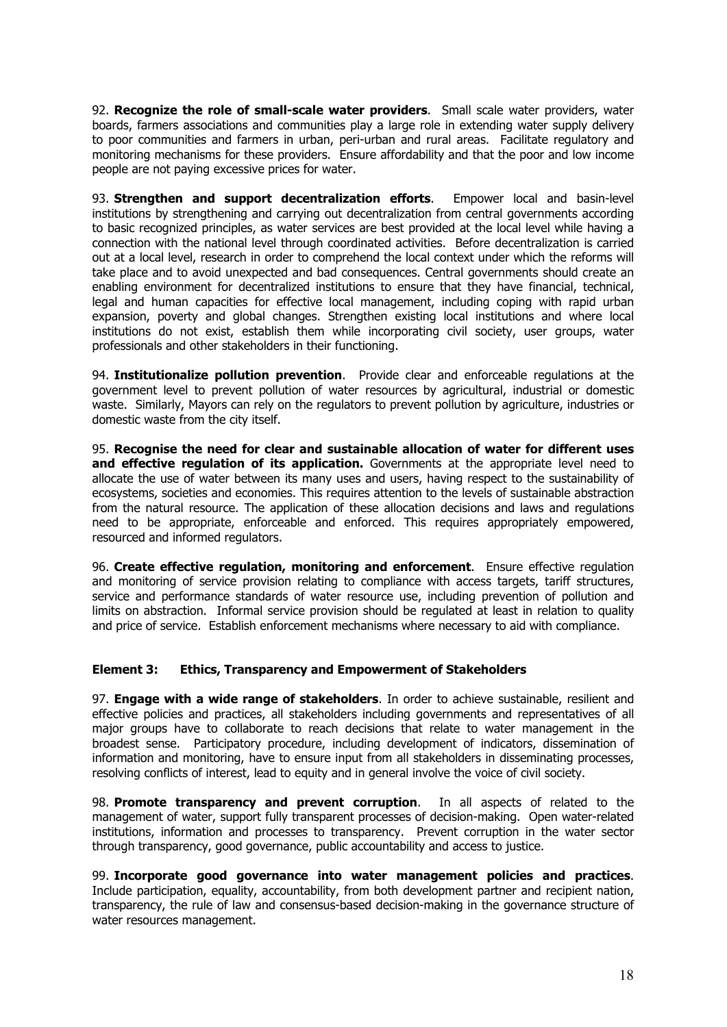92. **Recognize the role of small-scale water providers**. Small scale water providers, water boards, farmers associations and communities play a large role in extending water supply delivery to poor communities and farmers in urban, peri-urban and rural areas. Facilitate regulatory and monitoring mechanisms for these providers. Ensure affordability and that the poor and low income people are not paying excessive prices for water.

93. **Strengthen and support decentralization efforts**. Empower local and basin-level institutions by strengthening and carrying out decentralization from central governments according to basic recognized principles, as water services are best provided at the local level while having a connection with the national level through coordinated activities. Before decentralization is carried out at a local level, research in order to comprehend the local context under which the reforms will take place and to avoid unexpected and bad consequences. Central governments should create an enabling environment for decentralized institutions to ensure that they have financial, technical, legal and human capacities for effective local management, including coping with rapid urban expansion, poverty and global changes. Strengthen existing local institutions and where local institutions do not exist, establish them while incorporating civil society, user groups, water professionals and other stakeholders in their functioning.

94. **Institutionalize pollution prevention**. Provide clear and enforceable regulations at the government level to prevent pollution of water resources by agricultural, industrial or domestic waste. Similarly, Mayors can rely on the regulators to prevent pollution by agriculture, industries or domestic waste from the city itself.

95. **Recognise the need for clear and sustainable allocation of water for different uses and effective regulation of its application.** Governments at the appropriate level need to allocate the use of water between its many uses and users, having respect to the sustainability of ecosystems, societies and economies. This requires attention to the levels of sustainable abstraction from the natural resource. The application of these allocation decisions and laws and regulations need to be appropriate, enforceable and enforced. This requires appropriately empowered, resourced and informed regulators.

96. **Create effective regulation, monitoring and enforcement**. Ensure effective regulation and monitoring of service provision relating to compliance with access targets, tariff structures, service and performance standards of water resource use, including prevention of pollution and limits on abstraction. Informal service provision should be regulated at least in relation to quality and price of service. Establish enforcement mechanisms where necessary to aid with compliance.

### Element 3: Ethics, Transparency and Empowerment of Stakeholders

97. **Engage with a wide range of stakeholders**. In order to achieve sustainable, resilient and effective policies and practices, all stakeholders including governments and representatives of all major groups have to collaborate to reach decisions that relate to water management in the broadest sense. Participatory procedure, including development of indicators, dissemination of information and monitoring, have to ensure input from all stakeholders in disseminating processes, resolving conflicts of interest, lead to equity and in general involve the voice of civil society.

98. **Promote transparency and prevent corruption**. In all aspects of related to the management of water, support fully transparent processes of decision-making. Open water-related institutions, information and processes to transparency. Prevent corruption in the water sector through transparency, good governance, public accountability and access to justice.

99. **Incorporate good governance into water management policies and practices**. Include participation, equality, accountability, from both development partner and recipient nation, transparency, the rule of law and consensus-based decision-making in the governance structure of water resources management.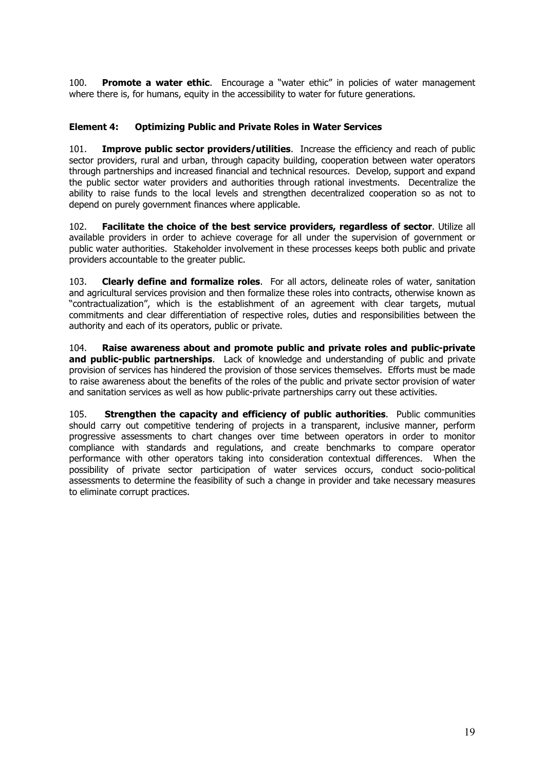100. **Promote a water ethic**. Encourage a "water ethic" in policies of water management where there is, for humans, equity in the accessibility to water for future generations.

**Element 4: Optimizing Public and Private Roles in Water Services**

101. **Improve public sector providers/utilities**. Increase the efficiency and reach of public sector providers, rural and urban, through capacity building, cooperation between water operators through partnerships and increased financial and technical resources. Develop, support and expand the public sector water providers and authorities through rational investments. Decentralize the ability to raise funds to the local levels and strengthen decentralized cooperation so as not to depend on purely government finances where applicable.

102. **Facilitate the choice of the best service providers, regardless of sector**. Utilize all available providers in order to achieve coverage for all under the supervision of government or public water authorities. Stakeholder involvement in these processes keeps both public and private providers accountable to the greater public.

103. **Clearly define and formalize roles**. For all actors, delineate roles of water, sanitation and agricultural services provision and then formalize these roles into contracts, otherwise known as "contractualization", which is the establishment of an agreement with clear targets, mutual commitments and clear differentiation of respective roles, duties and responsibilities between the authority and each of its operators, public or private.

104. **Raise awareness about and promote public and private roles and public-private and public-public partnerships**. Lack of knowledge and understanding of public and private provision of services has hindered the provision of those services themselves. Efforts must be made to raise awareness about the benefits of the roles of the public and private sector provision of water and sanitation services as well as how public-private partnerships carry out these activities.

105. **Strengthen the capacity and efficiency of public authorities**. Public communities should carry out competitive tendering of projects in a transparent, inclusive manner, perform progressive assessments to chart changes over time between operators in order to monitor compliance with standards and regulations, and create benchmarks to compare operator performance with other operators taking into consideration contextual differences. When the possibility of private sector participation of water services occurs, conduct socio-political assessments to determine the feasibility of such a change in provider and take necessary measures to eliminate corrupt practices.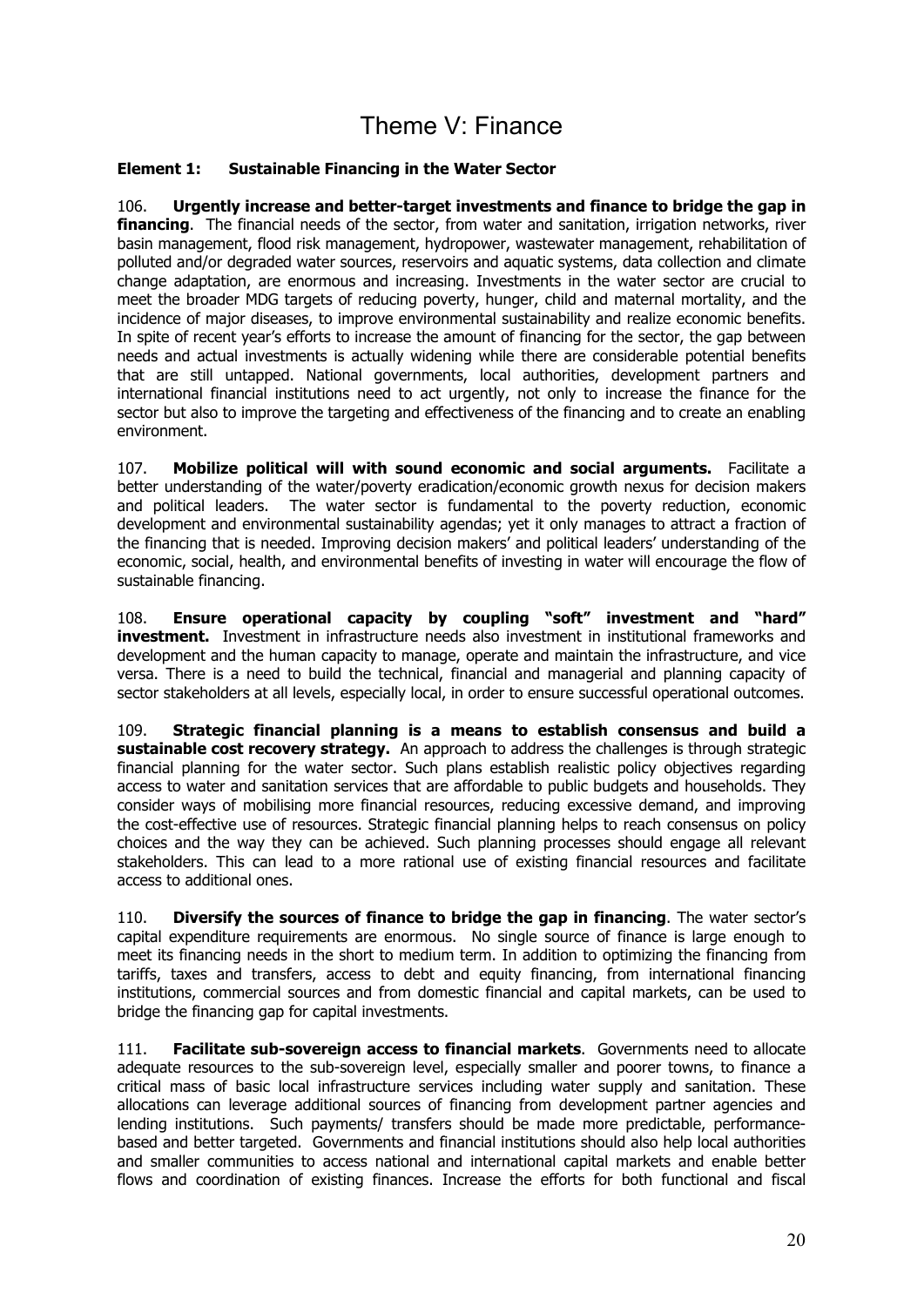# Theme V: Finance

**Element 1: Sustainable Financing in the Water Sector**

106. **Urgently increase and better-target investments and finance to bridge the gap in financing**. The financial needs of the sector, from water and sanitation, irrigation networks, river basin management, flood risk management, hydropower, wastewater management, rehabilitation of polluted and/or degraded water sources, reservoirs and aquatic systems, data collection and climate change adaptation, are enormous and increasing. Investments in the water sector are crucial to meet the broader MDG targets of reducing poverty, hunger, child and maternal mortality, and the incidence of major diseases, to improve environmental sustainability and realize economic benefits. In spite of recent year's efforts to increase the amount of financing for the sector, the gap between needs and actual investments is actually widening while there are considerable potential benefits that are still untapped. National governments, local authorities, development partners and international financial institutions need to act urgently, not only to increase the finance for the sector but also to improve the targeting and effectiveness of the financing and to create an enabling environment.

107. **Mobilize political will with sound economic and social arguments.** Facilitate a better understanding of the water/poverty eradication/economic growth nexus for decision makers and political leaders. The water sector is fundamental to the poverty reduction, economic development and environmental sustainability agendas; yet it only manages to attract a fraction of the financing that is needed. Improving decision makers' and political leaders' understanding of the economic, social, health, and environmental benefits of investing in water will encourage the flow of sustainable financing.

108. **Ensure operational capacity by coupling "soft" investment and "hard" investment.** Investment in infrastructure needs also investment in institutional frameworks and development and the human capacity to manage, operate and maintain the infrastructure, and vice versa. There is a need to build the technical, financial and managerial and planning capacity of sector stakeholders at all levels, especially local, in order to ensure successful operational outcomes.

109. **Strategic financial planning is a means to establish consensus and build a sustainable cost recovery strategy.** An approach to address the challenges is through strategic financial planning for the water sector. Such plans establish realistic policy objectives regarding access to water and sanitation services that are affordable to public budgets and households. They consider ways of mobilising more financial resources, reducing excessive demand, and improving the cost-effective use of resources. Strategic financial planning helps to reach consensus on policy choices and the way they can be achieved. Such planning processes should engage all relevant stakeholders. This can lead to a more rational use of existing financial resources and facilitate access to additional ones.

110. **Diversify the sources of finance to bridge the gap in financing**. The water sector's capital expenditure requirements are enormous. No single source of finance is large enough to meet its financing needs in the short to medium term. In addition to optimizing the financing from tariffs, taxes and transfers, access to debt and equity financing, from international financing institutions, commercial sources and from domestic financial and capital markets, can be used to bridge the financing gap for capital investments.

111. **Facilitate sub-sovereign access to financial markets**. Governments need to allocate adequate resources to the sub-sovereign level, especially smaller and poorer towns, to finance a critical mass of basic local infrastructure services including water supply and sanitation. These allocations can leverage additional sources of financing from development partner agencies and lending institutions. Such payments/ transfers should be made more predictable, performance-based and better targeted. Governments and financial institutions should also help local authorities and smaller communities to access national and international capital markets and enable better flows and coordination of existing finances. Increase the efforts for both functional and fiscal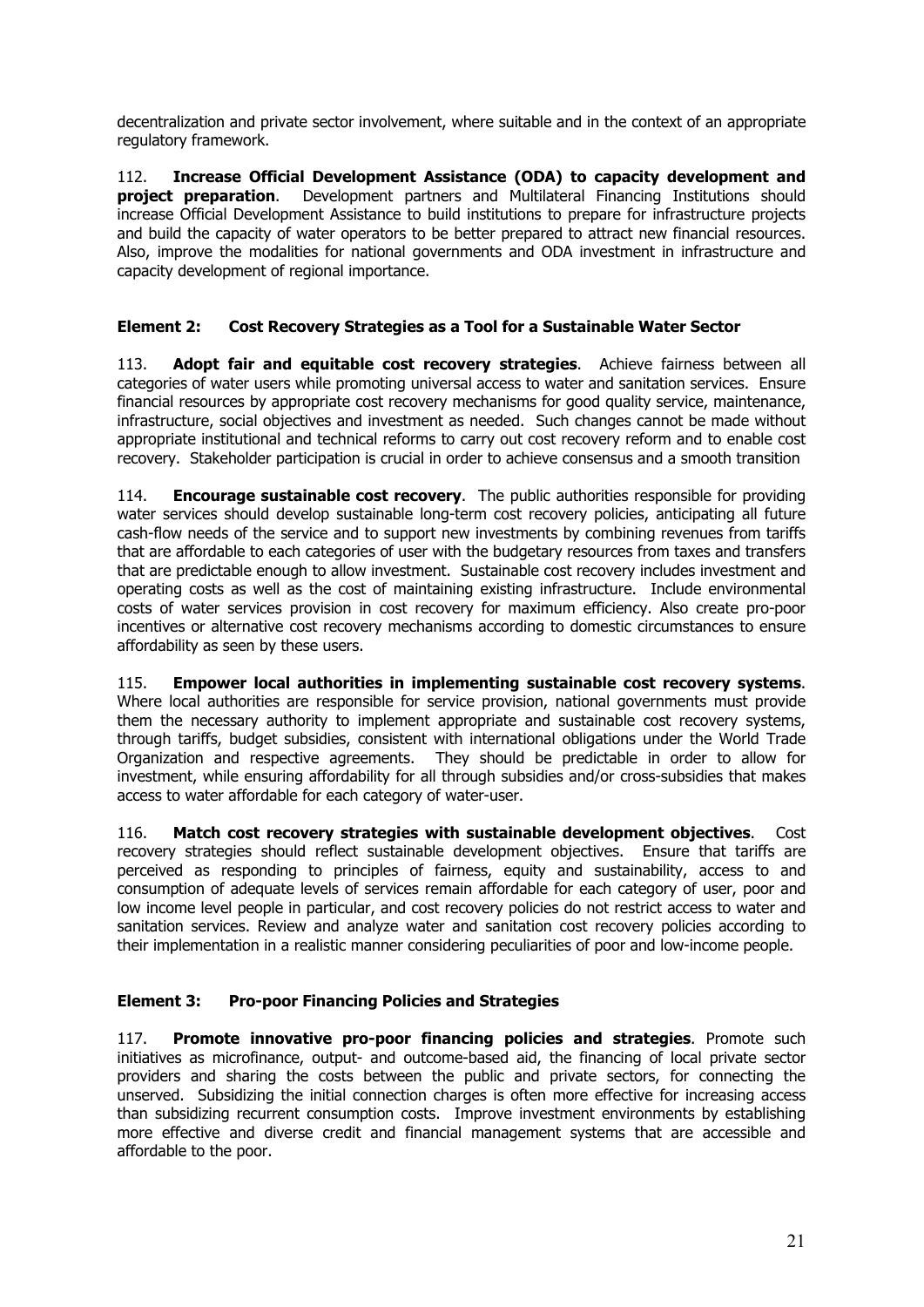decentralization and private sector involvement, where suitable and in the context of an appropriate regulatory framework.

112. **Increase Official Development Assistance (ODA) to capacity development and project preparation**. Development partners and Multilateral Financing Institutions should increase Official Development Assistance to build institutions to prepare for infrastructure projects and build the capacity of water operators to be better prepared to attract new financial resources. Also, improve the modalities for national governments and ODA investment in infrastructure and capacity development of regional importance.

### Element 2: Cost Recovery Strategies as a Tool for a Sustainable Water Sector

113. **Adopt fair and equitable cost recovery strategies**. Achieve fairness between all categories of water users while promoting universal access to water and sanitation services. Ensure financial resources by appropriate cost recovery mechanisms for good quality service, maintenance, infrastructure, social objectives and investment as needed. Such changes cannot be made without appropriate institutional and technical reforms to carry out cost recovery reform and to enable cost recovery. Stakeholder participation is crucial in order to achieve consensus and a smooth transition

114. **Encourage sustainable cost recovery**. The public authorities responsible for providing water services should develop sustainable long-term cost recovery policies, anticipating all future cash-flow needs of the service and to support new investments by combining revenues from tariffs that are affordable to each categories of user with the budgetary resources from taxes and transfers that are predictable enough to allow investment. Sustainable cost recovery includes investment and operating costs as well as the cost of maintaining existing infrastructure. Include environmental costs of water services provision in cost recovery for maximum efficiency. Also create pro-poor incentives or alternative cost recovery mechanisms according to domestic circumstances to ensure affordability as seen by these users.

115. **Empower local authorities in implementing sustainable cost recovery systems**. Where local authorities are responsible for service provision, national governments must provide them the necessary authority to implement appropriate and sustainable cost recovery systems, through tariffs, budget subsidies, consistent with international obligations under the World Trade Organization and respective agreements. They should be predictable in order to allow for investment, while ensuring affordability for all through subsidies and/or cross-subsidies that makes access to water affordable for each category of water-user.

116. **Match cost recovery strategies with sustainable development objectives**. Cost recovery strategies should reflect sustainable development objectives. Ensure that tariffs are perceived as responding to principles of fairness, equity and sustainability, access to and consumption of adequate levels of services remain affordable for each category of user, poor and low income level people in particular, and cost recovery policies do not restrict access to water and sanitation services. Review and analyze water and sanitation cost recovery policies according to their implementation in a realistic manner considering peculiarities of poor and low-income people.

### Element 3: Pro-poor Financing Policies and Strategies

117. **Promote innovative pro-poor financing policies and strategies**. Promote such initiatives as microfinance, output- and outcome-based aid, the financing of local private sector providers and sharing the costs between the public and private sectors, for connecting the unserved. Subsidizing the initial connection charges is often more effective for increasing access than subsidizing recurrent consumption costs. Improve investment environments by establishing more effective and diverse credit and financial management systems that are accessible and affordable to the poor.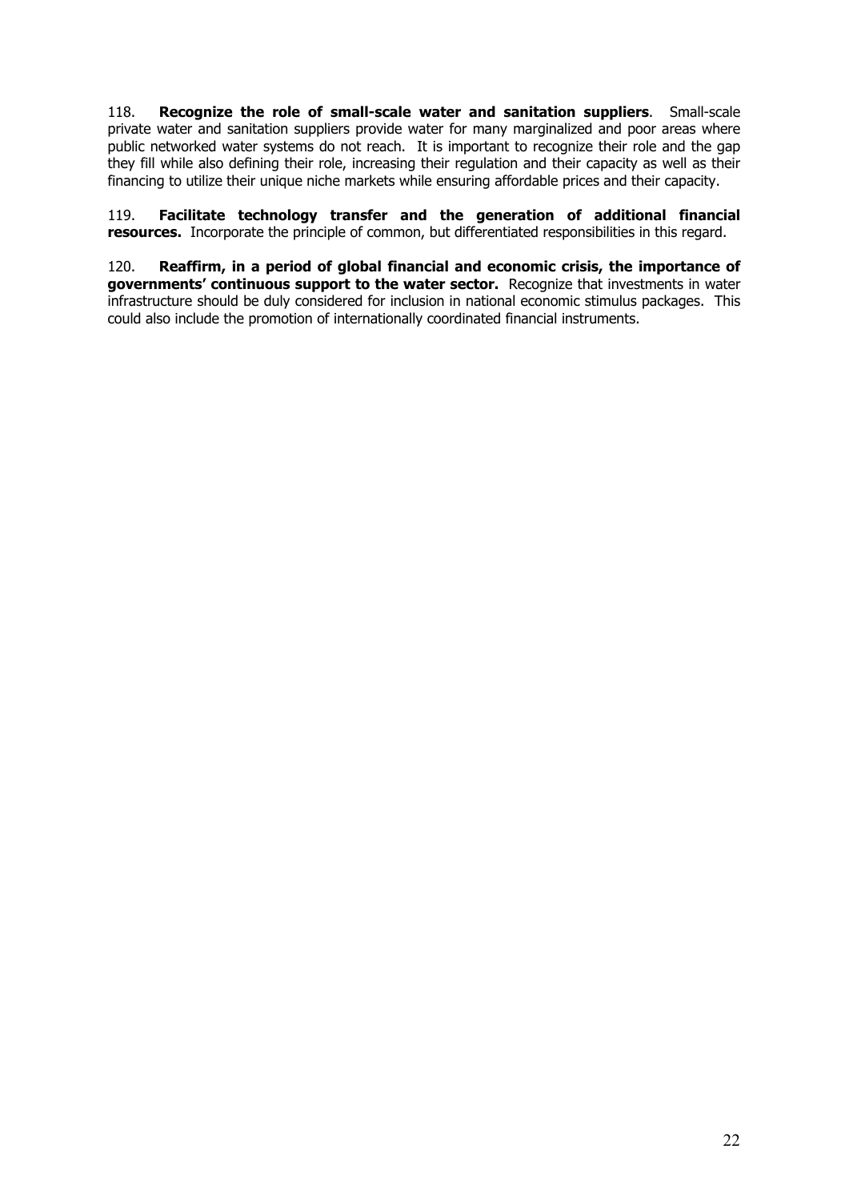118. **Recognize the role of small-scale water and sanitation suppliers**. Small-scale private water and sanitation suppliers provide water for many marginalized and poor areas where public networked water systems do not reach. It is important to recognize their role and the gap they fill while also defining their role, increasing their regulation and their capacity as well as their financing to utilize their unique niche markets while ensuring affordable prices and their capacity.

119. **Facilitate technology transfer and the generation of additional financial resources.** Incorporate the principle of common, but differentiated responsibilities in this regard.

120. **Reaffirm, in a period of global financial and economic crisis, the importance of governments' continuous support to the water sector.** Recognize that investments in water infrastructure should be duly considered for inclusion in national economic stimulus packages. This could also include the promotion of internationally coordinated financial instruments.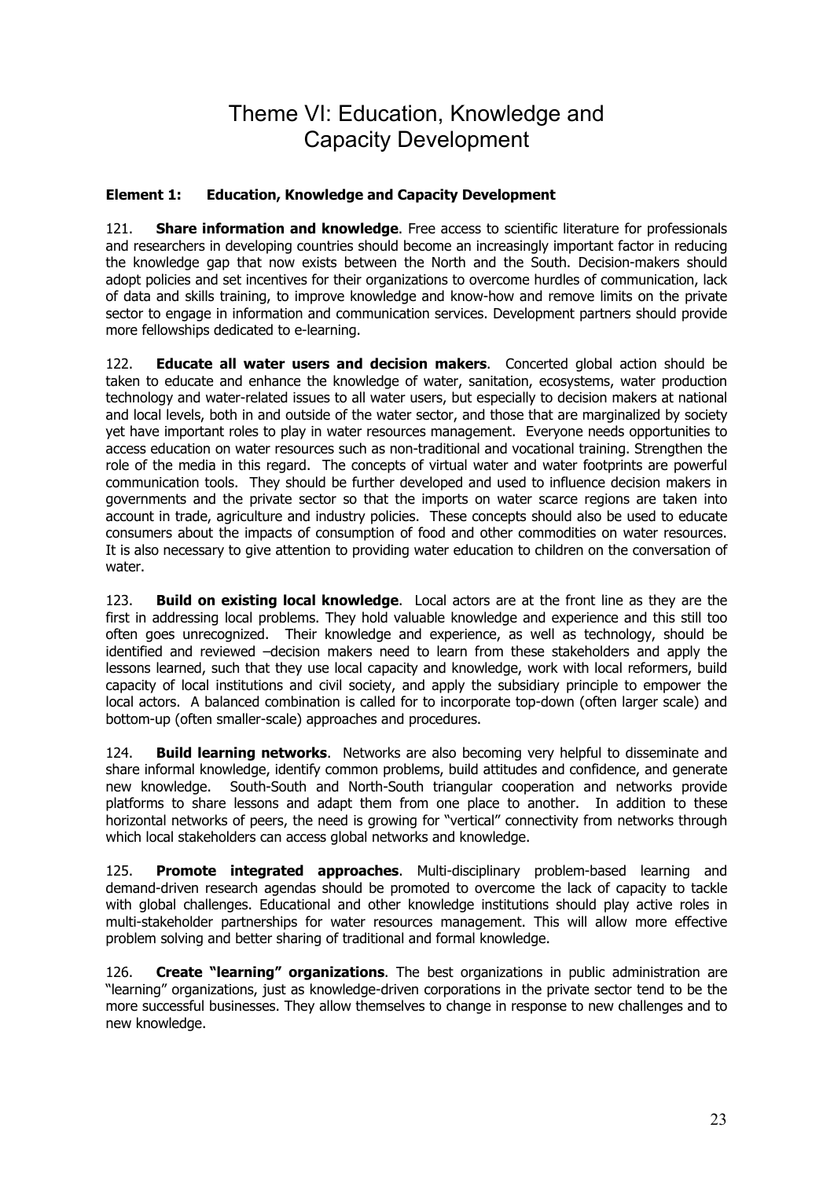# Theme VI: Education, Knowledge and Capacity Development

### Element 1: Education, Knowledge and Capacity Development

121. **Share information and knowledge**. Free access to scientific literature for professionals and researchers in developing countries should become an increasingly important factor in reducing the knowledge gap that now exists between the North and the South. Decision-makers should adopt policies and set incentives for their organizations to overcome hurdles of communication, lack of data and skills training, to improve knowledge and know-how and remove limits on the private sector to engage in information and communication services. Development partners should provide more fellowships dedicated to e-learning.

122. **Educate all water users and decision makers**. Concerted global action should be taken to educate and enhance the knowledge of water, sanitation, ecosystems, water production technology and water-related issues to all water users, but especially to decision makers at national and local levels, both in and outside of the water sector, and those that are marginalized by society yet have important roles to play in water resources management. Everyone needs opportunities to access education on water resources such as non-traditional and vocational training. Strengthen the role of the media in this regard. The concepts of virtual water and water footprints are powerful communication tools. They should be further developed and used to influence decision makers in governments and the private sector so that the imports on water scarce regions are taken into account in trade, agriculture and industry policies. These concepts should also be used to educate consumers about the impacts of consumption of food and other commodities on water resources. It is also necessary to give attention to providing water education to children on the conversation of water.

123. **Build on existing local knowledge**. Local actors are at the front line as they are the first in addressing local problems. They hold valuable knowledge and experience and this still too often goes unrecognized. Their knowledge and experience, as well as technology, should be identified and reviewed –decision makers need to learn from these stakeholders and apply the lessons learned, such that they use local capacity and knowledge, work with local reformers, build capacity of local institutions and civil society, and apply the subsidiary principle to empower the local actors. A balanced combination is called for to incorporate top-down (often larger scale) and bottom-up (often smaller-scale) approaches and procedures.

124. **Build learning networks**. Networks are also becoming very helpful to disseminate and share informal knowledge, identify common problems, build attitudes and confidence, and generate new knowledge. South-South and North-South triangular cooperation and networks provide platforms to share lessons and adapt them from one place to another. In addition to these horizontal networks of peers, the need is growing for "vertical" connectivity from networks through which local stakeholders can access global networks and knowledge.

125. **Promote integrated approaches**. Multi-disciplinary problem-based learning and demand-driven research agendas should be promoted to overcome the lack of capacity to tackle with global challenges. Educational and other knowledge institutions should play active roles in multi-stakeholder partnerships for water resources management. This will allow more effective problem solving and better sharing of traditional and formal knowledge.

126. **Create "learning" organizations**. The best organizations in public administration are "learning" organizations, just as knowledge-driven corporations in the private sector tend to be the more successful businesses. They allow themselves to change in response to new challenges and to new knowledge.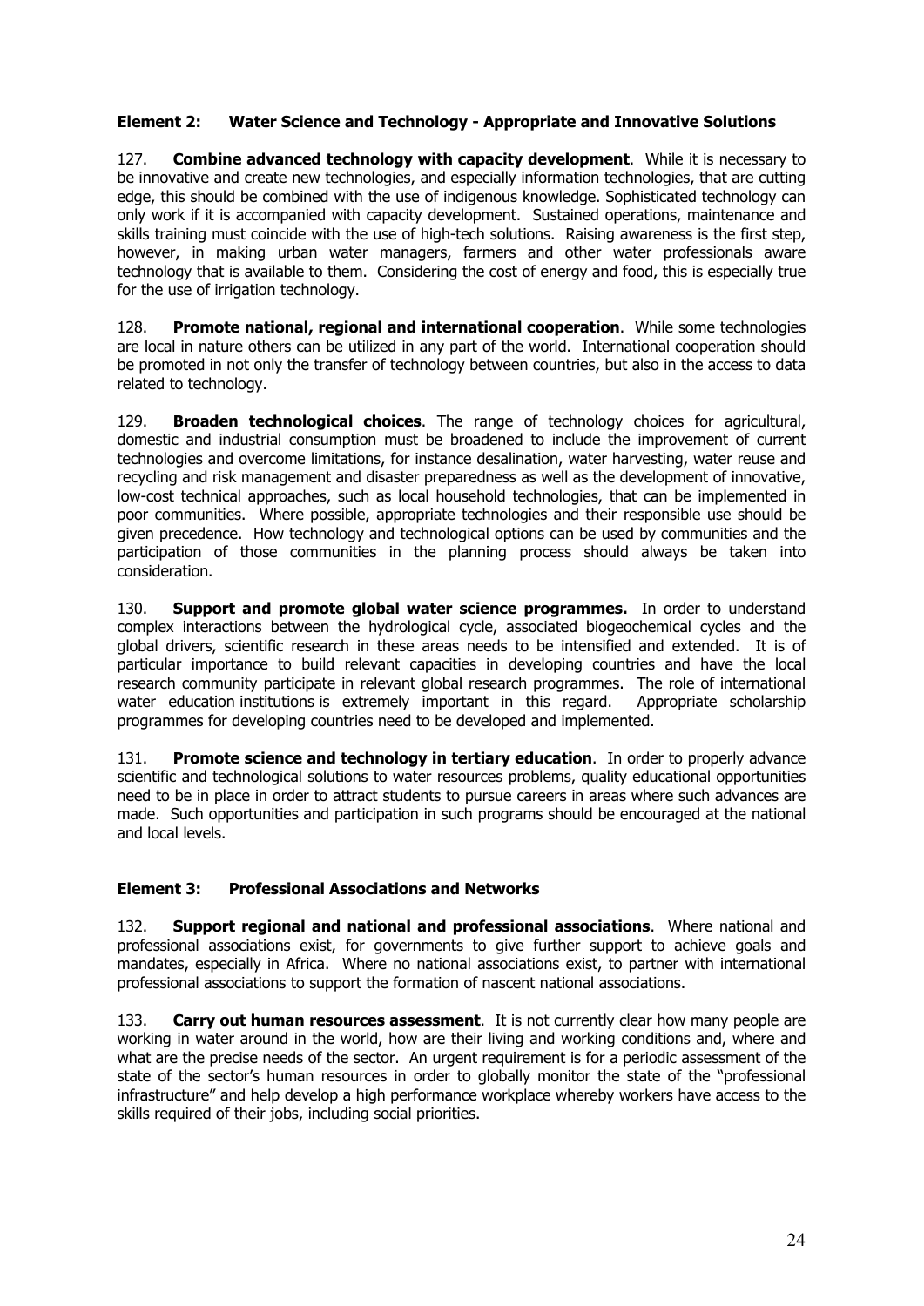### Element 2: Water Science and Technology - Appropriate and Innovative Solutions

127. **Combine advanced technology with capacity development**. While it is necessary to be innovative and create new technologies, and especially information technologies, that are cutting edge, this should be combined with the use of indigenous knowledge. Sophisticated technology can only work if it is accompanied with capacity development. Sustained operations, maintenance and skills training must coincide with the use of high-tech solutions. Raising awareness is the first step, however, in making urban water managers, farmers and other water professionals aware technology that is available to them. Considering the cost of energy and food, this is especially true for the use of irrigation technology.

128. **Promote national, regional and international cooperation**. While some technologies are local in nature others can be utilized in any part of the world. International cooperation should be promoted in not only the transfer of technology between countries, but also in the access to data related to technology.

129. **Broaden technological choices**. The range of technology choices for agricultural, domestic and industrial consumption must be broadened to include the improvement of current technologies and overcome limitations, for instance desalination, water harvesting, water reuse and recycling and risk management and disaster preparedness as well as the development of innovative, low-cost technical approaches, such as local household technologies, that can be implemented in poor communities. Where possible, appropriate technologies and their responsible use should be given precedence. How technology and technological options can be used by communities and the participation of those communities in the planning process should always be taken into consideration.

130. **Support and promote global water science programmes.** In order to understand complex interactions between the hydrological cycle, associated biogeochemical cycles and the global drivers, scientific research in these areas needs to be intensified and extended. It is of particular importance to build relevant capacities in developing countries and have the local research community participate in relevant global research programmes. The role of international water education institutions is extremely important in this regard. Appropriate scholarship programmes for developing countries need to be developed and implemented.

131. **Promote science and technology in tertiary education**. In order to properly advance scientific and technological solutions to water resources problems, quality educational opportunities need to be in place in order to attract students to pursue careers in areas where such advances are made. Such opportunities and participation in such programs should be encouraged at the national and local levels.

### Element 3: Professional Associations and Networks

132. **Support regional and national and professional associations**. Where national and professional associations exist, for governments to give further support to achieve goals and mandates, especially in Africa. Where no national associations exist, to partner with international professional associations to support the formation of nascent national associations.

133. **Carry out human resources assessment**. It is not currently clear how many people are working in water around in the world, how are their living and working conditions and, where and what are the precise needs of the sector. An urgent requirement is for a periodic assessment of the state of the sector's human resources in order to globally monitor the state of the "professional infrastructure" and help develop a high performance workplace whereby workers have access to the skills required of their jobs, including social priorities.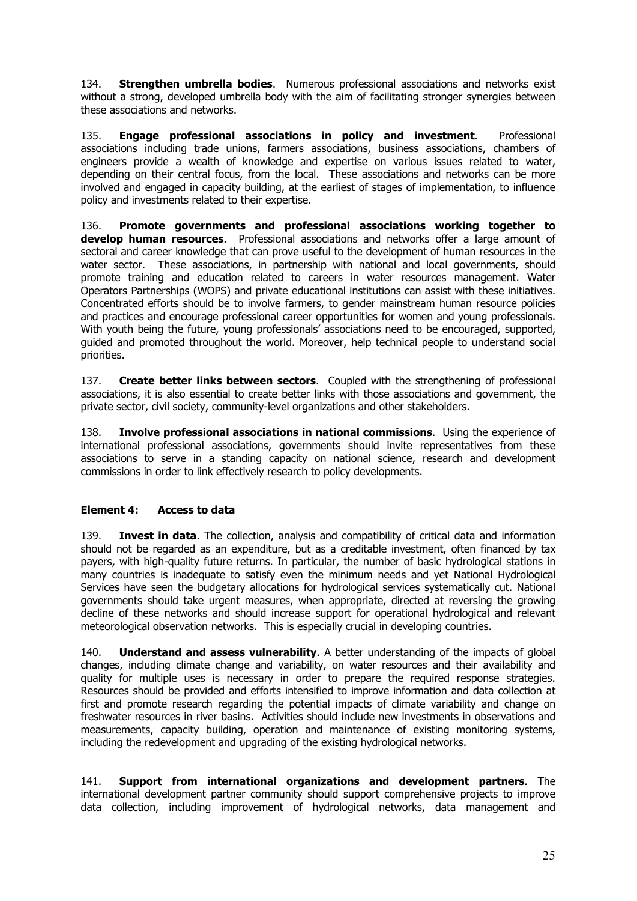134. **Strengthen umbrella bodies**. Numerous professional associations and networks exist without a strong, developed umbrella body with the aim of facilitating stronger synergies between these associations and networks.

135. **Engage professional associations in policy and investment**. Professional associations including trade unions, farmers associations, business associations, chambers of engineers provide a wealth of knowledge and expertise on various issues related to water, depending on their central focus, from the local. These associations and networks can be more involved and engaged in capacity building, at the earliest of stages of implementation, to influence policy and investments related to their expertise.

136. **Promote governments and professional associations working together to develop human resources**. Professional associations and networks offer a large amount of sectoral and career knowledge that can prove useful to the development of human resources in the water sector. These associations, in partnership with national and local governments, should promote training and education related to careers in water resources management. Water Operators Partnerships (WOPS) and private educational institutions can assist with these initiatives. Concentrated efforts should be to involve farmers, to gender mainstream human resource policies and practices and encourage professional career opportunities for women and young professionals. With youth being the future, young professionals' associations need to be encouraged, supported, guided and promoted throughout the world. Moreover, help technical people to understand social priorities.

137. **Create better links between sectors**. Coupled with the strengthening of professional associations, it is also essential to create better links with those associations and government, the private sector, civil society, community-level organizations and other stakeholders.

138. **Involve professional associations in national commissions**. Using the experience of international professional associations, governments should invite representatives from these associations to serve in a standing capacity on national science, research and development commissions in order to link effectively research to policy developments.

### Element 4: Access to data

139. **Invest in data**. The collection, analysis and compatibility of critical data and information should not be regarded as an expenditure, but as a creditable investment, often financed by tax payers, with high-quality future returns. In particular, the number of basic hydrological stations in many countries is inadequate to satisfy even the minimum needs and yet National Hydrological Services have seen the budgetary allocations for hydrological services systematically cut. National governments should take urgent measures, when appropriate, directed at reversing the growing decline of these networks and should increase support for operational hydrological and relevant meteorological observation networks. This is especially crucial in developing countries.

140. **Understand and assess vulnerability**. A better understanding of the impacts of global changes, including climate change and variability, on water resources and their availability and quality for multiple uses is necessary in order to prepare the required response strategies. Resources should be provided and efforts intensified to improve information and data collection at first and promote research regarding the potential impacts of climate variability and change on freshwater resources in river basins. Activities should include new investments in observations and measurements, capacity building, operation and maintenance of existing monitoring systems, including the redevelopment and upgrading of the existing hydrological networks.

141. **Support from international organizations and development partners**. The international development partner community should support comprehensive projects to improve data collection, including improvement of hydrological networks, data management and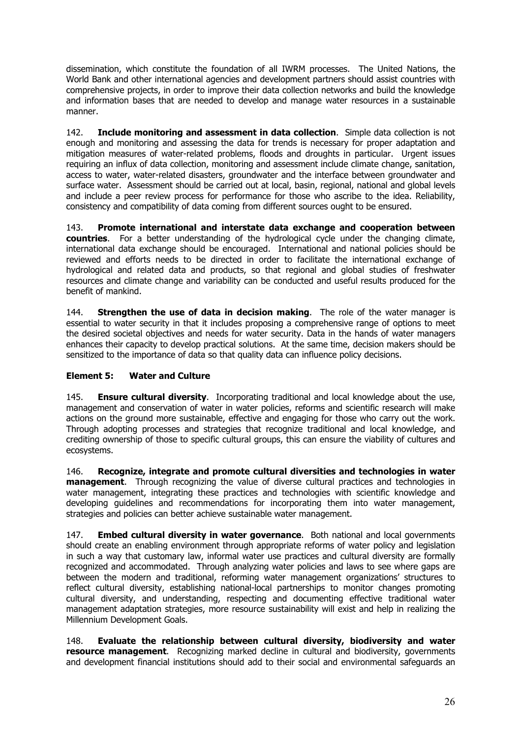dissemination, which constitute the foundation of all IWRM processes. The United Nations, the World Bank and other international agencies and development partners should assist countries with comprehensive projects, in order to improve their data collection networks and build the knowledge and information bases that are needed to develop and manage water resources in a sustainable manner.

142. **Include monitoring and assessment in data collection**. Simple data collection is not enough and monitoring and assessing the data for trends is necessary for proper adaptation and mitigation measures of water-related problems, floods and droughts in particular. Urgent issues requiring an influx of data collection, monitoring and assessment include climate change, sanitation, access to water, water-related disasters, groundwater and the interface between groundwater and surface water. Assessment should be carried out at local, basin, regional, national and global levels and include a peer review process for performance for those who ascribe to the idea. Reliability, consistency and compatibility of data coming from different sources ought to be ensured.

143. **Promote international and interstate data exchange and cooperation between countries**. For a better understanding of the hydrological cycle under the changing climate, international data exchange should be encouraged. International and national policies should be reviewed and efforts needs to be directed in order to facilitate the international exchange of hydrological and related data and products, so that regional and global studies of freshwater resources and climate change and variability can be conducted and useful results produced for the benefit of mankind.

144. **Strengthen the use of data in decision making**. The role of the water manager is essential to water security in that it includes proposing a comprehensive range of options to meet the desired societal objectives and needs for water security. Data in the hands of water managers enhances their capacity to develop practical solutions. At the same time, decision makers should be sensitized to the importance of data so that quality data can influence policy decisions.

### Element 5: Water and Culture

145. **Ensure cultural diversity**. Incorporating traditional and local knowledge about the use, management and conservation of water in water policies, reforms and scientific research will make actions on the ground more sustainable, effective and engaging for those who carry out the work. Through adopting processes and strategies that recognize traditional and local knowledge, and crediting ownership of those to specific cultural groups, this can ensure the viability of cultures and ecosystems.

146. **Recognize, integrate and promote cultural diversities and technologies in water management**. Through recognizing the value of diverse cultural practices and technologies in water management, integrating these practices and technologies with scientific knowledge and developing guidelines and recommendations for incorporating them into water management, strategies and policies can better achieve sustainable water management.

147. **Embed cultural diversity in water governance**. Both national and local governments should create an enabling environment through appropriate reforms of water policy and legislation in such a way that customary law, informal water use practices and cultural diversity are formally recognized and accommodated. Through analyzing water policies and laws to see where gaps are between the modern and traditional, reforming water management organizations' structures to reflect cultural diversity, establishing national-local partnerships to monitor changes promoting cultural diversity, and understanding, respecting and documenting effective traditional water management adaptation strategies, more resource sustainability will exist and help in realizing the Millennium Development Goals.

148. **Evaluate the relationship between cultural diversity, biodiversity and water resource management**. Recognizing marked decline in cultural and biodiversity, governments and development financial institutions should add to their social and environmental safeguards an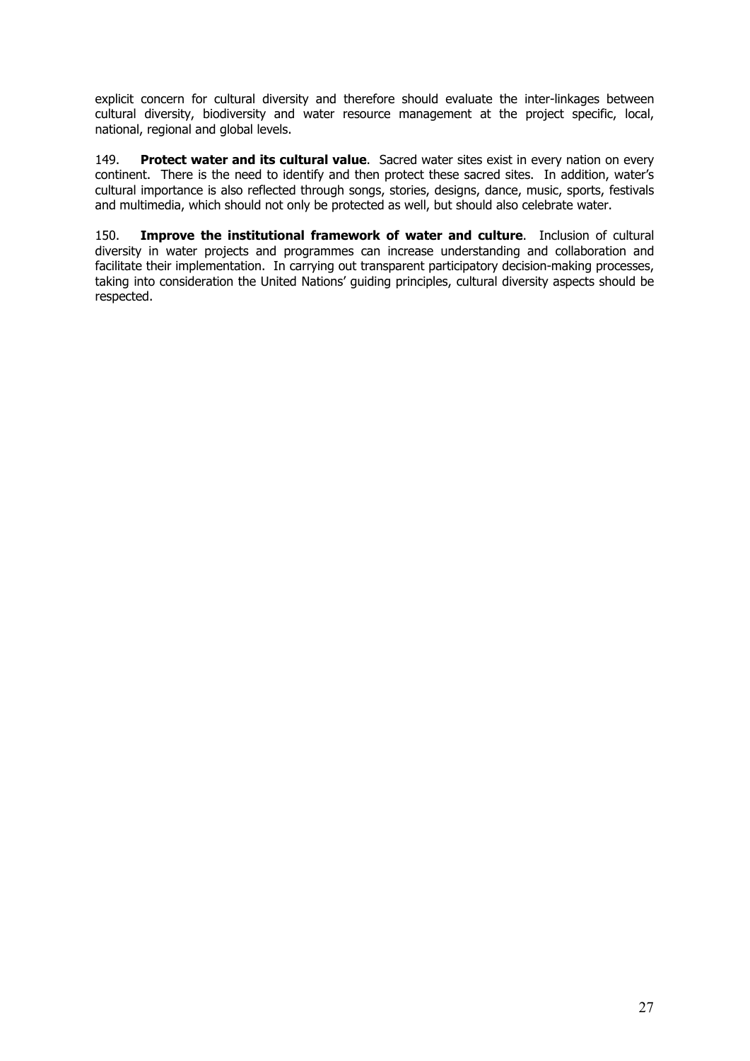explicit concern for cultural diversity and therefore should evaluate the inter-linkages between cultural diversity, biodiversity and water resource management at the project specific, local, national, regional and global levels.

149. **Protect water and its cultural value**. Sacred water sites exist in every nation on every continent. There is the need to identify and then protect these sacred sites. In addition, water's cultural importance is also reflected through songs, stories, designs, dance, music, sports, festivals and multimedia, which should not only be protected as well, but should also celebrate water.

150. **Improve the institutional framework of water and culture**. Inclusion of cultural diversity in water projects and programmes can increase understanding and collaboration and facilitate their implementation. In carrying out transparent participatory decision-making processes, taking into consideration the United Nations' guiding principles, cultural diversity aspects should be respected.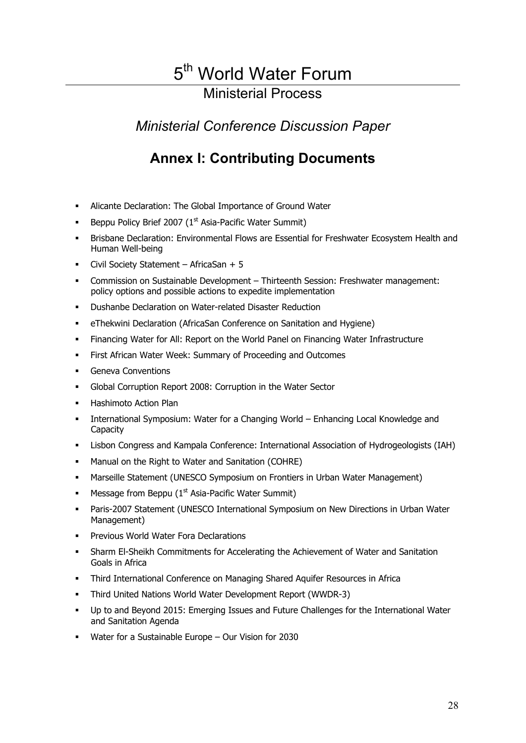# 5th World Water Forum

## Ministerial Process

### *Ministerial Conference Discussion Paper*

## Annex I: Contributing Documents

- Alicante Declaration: The Global Importance of Ground Water
- Beppu Policy Brief 2007 (1st Asia-Pacific Water Summit)
- Brisbane Declaration: Environmental Flows are Essential for Freshwater Ecosystem Health and Human Well-being
- Civil Society Statement – AfricaSan + 5
- Commission on Sustainable Development – Thirteenth Session: Freshwater management: policy options and possible actions to expedite implementation
- Dushanbe Declaration on Water-related Disaster Reduction
- eThekwini Declaration (AfricaSan Conference on Sanitation and Hygiene)
- Financing Water for All: Report on the World Panel on Financing Water Infrastructure
- First African Water Week: Summary of Proceeding and Outcomes
- Geneva Conventions
- Global Corruption Report 2008: Corruption in the Water Sector
- Hashimoto Action Plan
- International Symposium: Water for a Changing World – Enhancing Local Knowledge and Capacity
- Lisbon Congress and Kampala Conference: International Association of Hydrogeologists (IAH)
- Manual on the Right to Water and Sanitation (COHRE)
- Marseille Statement (UNESCO Symposium on Frontiers in Urban Water Management)
- Message from Beppu (1st Asia-Pacific Water Summit)
- Paris-2007 Statement (UNESCO International Symposium on New Directions in Urban Water Management)
- Previous World Water Fora Declarations
- Sharm El-Sheikh Commitments for Accelerating the Achievement of Water and Sanitation Goals in Africa
- Third International Conference on Managing Shared Aquifer Resources in Africa
- Third United Nations World Water Development Report (WWDR-3)
- Up to and Beyond 2015: Emerging Issues and Future Challenges for the International Water and Sanitation Agenda
- Water for a Sustainable Europe – Our Vision for 2030